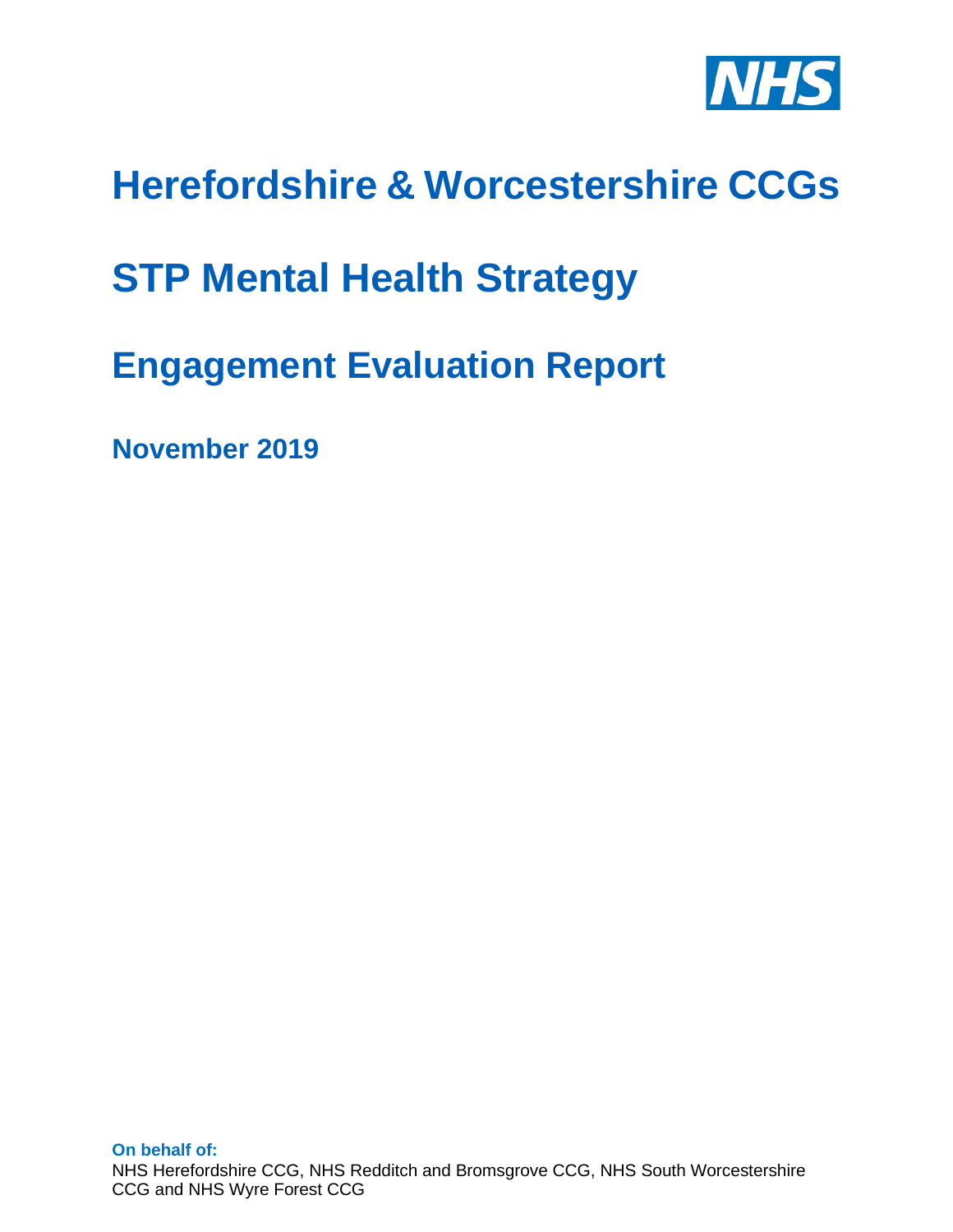NHS

# Herefordshire & Worcestershire CCGs

# STP Mental Health Strategy

# Engagement Evaluation Report

## November 2019

**On behalf of:**

NHS Herefordshire CCG, NHS Redditch and Bromsgrove CCG, NHS South Worcestershire CCG and NHS Wyre Forest CCG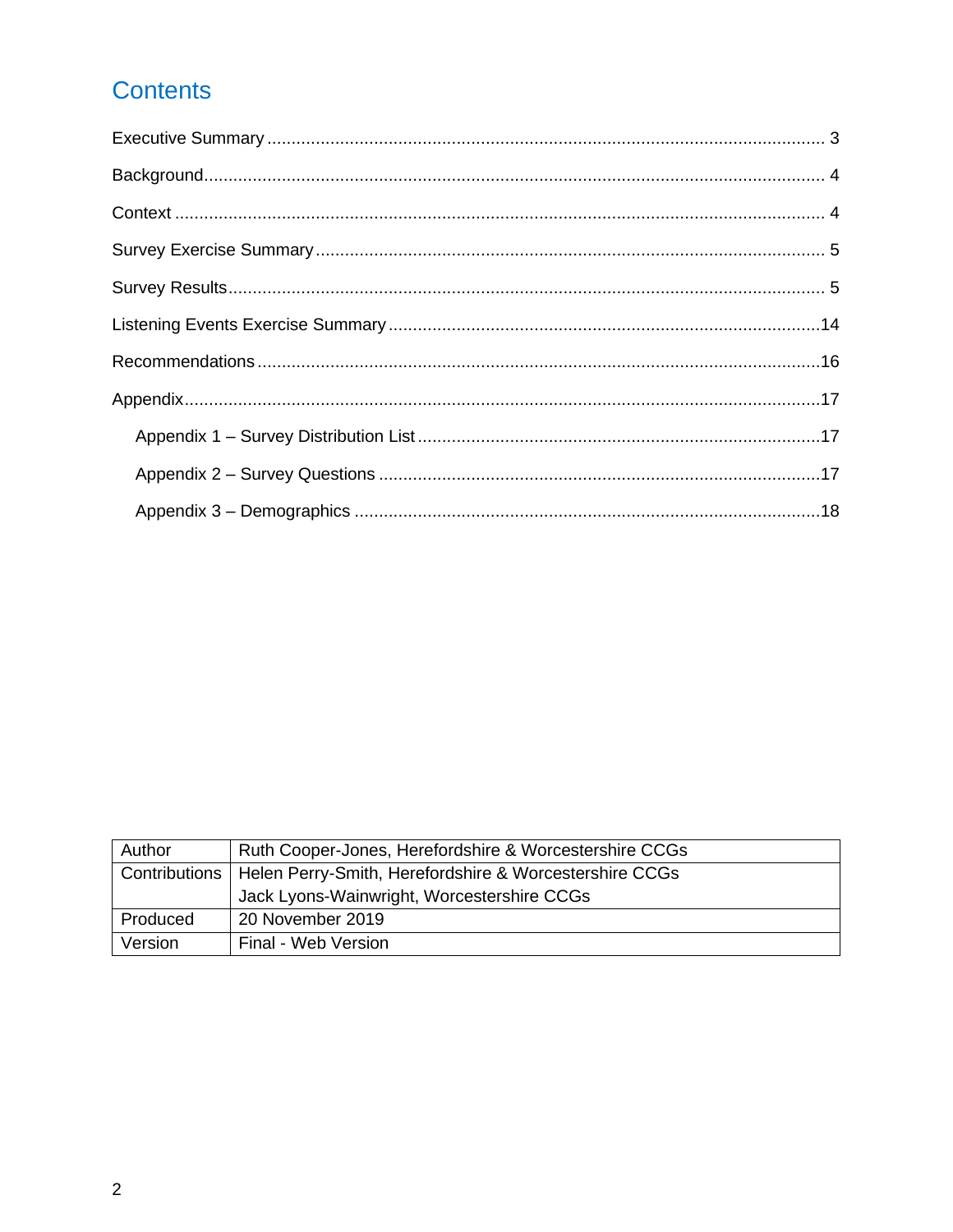# Contents

Executive Summary ..... 3

Background ..... 4

Context ..... 4

Survey Exercise Summary ..... 5

Survey Results ..... 5

Listening Events Exercise Summary ..... 14

Recommendations ..... 16

Appendix ..... 17

- Appendix 1 – Survey Distribution List ..... 17
- Appendix 2 – Survey Questions ..... 17
- Appendix 3 – Demographics ..... 18

| | |
|---|---|
| Author | Ruth Cooper-Jones, Herefordshire & Worcestershire CCGs |
| Contributions | Helen Perry-Smith, Herefordshire & Worcestershire CCGs<br>Jack Lyons-Wainwright, Worcestershire CCGs |
| Produced | 20 November 2019 |
| Version | Final - Web Version |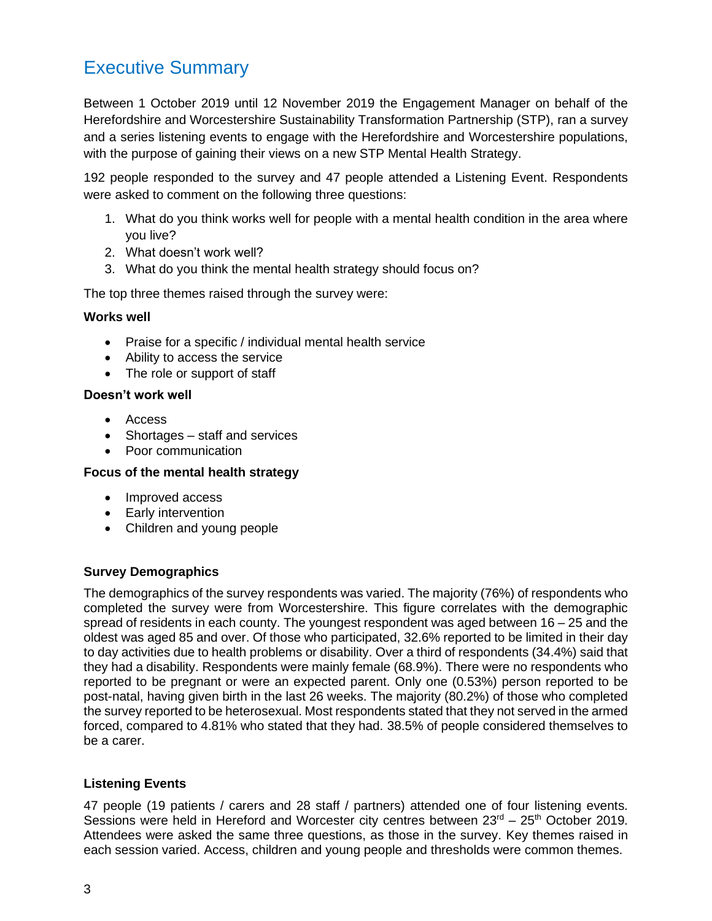# Executive Summary

Between 1 October 2019 until 12 November 2019 the Engagement Manager on behalf of the Herefordshire and Worcestershire Sustainability Transformation Partnership (STP), ran a survey and a series listening events to engage with the Herefordshire and Worcestershire populations, with the purpose of gaining their views on a new STP Mental Health Strategy.

192 people responded to the survey and 47 people attended a Listening Event. Respondents were asked to comment on the following three questions:

1. What do you think works well for people with a mental health condition in the area where you live?
2. What doesn't work well?
3. What do you think the mental health strategy should focus on?

The top three themes raised through the survey were:

**Works well**

- Praise for a specific / individual mental health service
- Ability to access the service
- The role or support of staff

**Doesn't work well**

- Access
- Shortages – staff and services
- Poor communication

**Focus of the mental health strategy**

- Improved access
- Early intervention
- Children and young people

**Survey Demographics**

The demographics of the survey respondents was varied. The majority (76%) of respondents who completed the survey were from Worcestershire. This figure correlates with the demographic spread of residents in each county. The youngest respondent was aged between 16 – 25 and the oldest was aged 85 and over. Of those who participated, 32.6% reported to be limited in their day to day activities due to health problems or disability. Over a third of respondents (34.4%) said that they had a disability. Respondents were mainly female (68.9%). There were no respondents who reported to be pregnant or were an expected parent. Only one (0.53%) person reported to be post-natal, having given birth in the last 26 weeks. The majority (80.2%) of those who completed the survey reported to be heterosexual. Most respondents stated that they not served in the armed forced, compared to 4.81% who stated that they had. 38.5% of people considered themselves to be a carer.

**Listening Events**

47 people (19 patients / carers and 28 staff / partners) attended one of four listening events. Sessions were held in Hereford and Worcester city centres between 23rd – 25th October 2019. Attendees were asked the same three questions, as those in the survey. Key themes raised in each session varied. Access, children and young people and thresholds were common themes.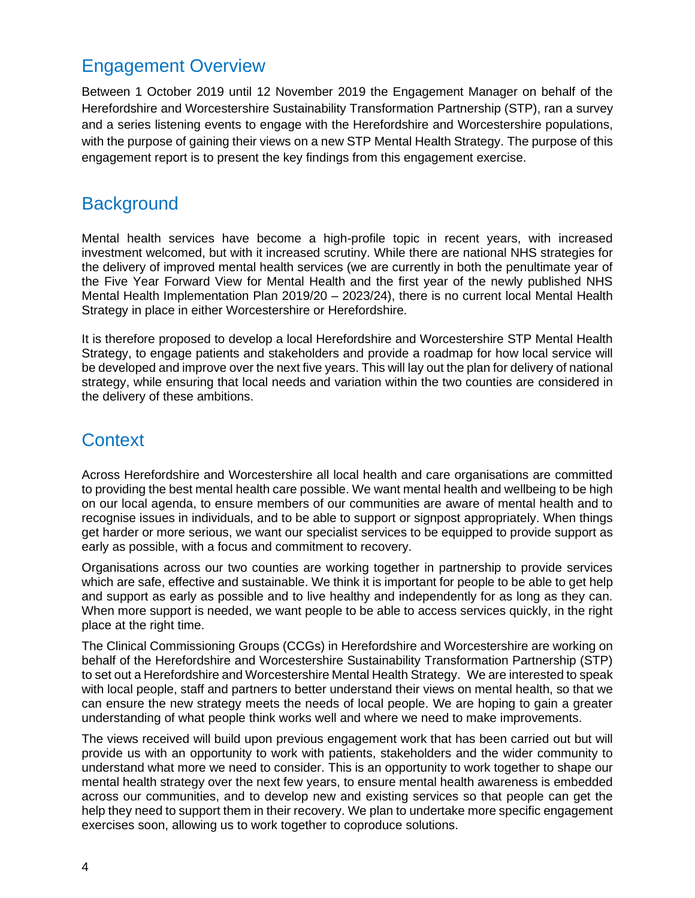## Engagement Overview

Between 1 October 2019 until 12 November 2019 the Engagement Manager on behalf of the Herefordshire and Worcestershire Sustainability Transformation Partnership (STP), ran a survey and a series listening events to engage with the Herefordshire and Worcestershire populations, with the purpose of gaining their views on a new STP Mental Health Strategy. The purpose of this engagement report is to present the key findings from this engagement exercise.

## Background

Mental health services have become a high-profile topic in recent years, with increased investment welcomed, but with it increased scrutiny. While there are national NHS strategies for the delivery of improved mental health services (we are currently in both the penultimate year of the Five Year Forward View for Mental Health and the first year of the newly published NHS Mental Health Implementation Plan 2019/20 – 2023/24), there is no current local Mental Health Strategy in place in either Worcestershire or Herefordshire.

It is therefore proposed to develop a local Herefordshire and Worcestershire STP Mental Health Strategy, to engage patients and stakeholders and provide a roadmap for how local service will be developed and improve over the next five years. This will lay out the plan for delivery of national strategy, while ensuring that local needs and variation within the two counties are considered in the delivery of these ambitions.

## Context

Across Herefordshire and Worcestershire all local health and care organisations are committed to providing the best mental health care possible. We want mental health and wellbeing to be high on our local agenda, to ensure members of our communities are aware of mental health and to recognise issues in individuals, and to be able to support or signpost appropriately. When things get harder or more serious, we want our specialist services to be equipped to provide support as early as possible, with a focus and commitment to recovery.

Organisations across our two counties are working together in partnership to provide services which are safe, effective and sustainable. We think it is important for people to be able to get help and support as early as possible and to live healthy and independently for as long as they can. When more support is needed, we want people to be able to access services quickly, in the right place at the right time.

The Clinical Commissioning Groups (CCGs) in Herefordshire and Worcestershire are working on behalf of the Herefordshire and Worcestershire Sustainability Transformation Partnership (STP) to set out a Herefordshire and Worcestershire Mental Health Strategy. We are interested to speak with local people, staff and partners to better understand their views on mental health, so that we can ensure the new strategy meets the needs of local people. We are hoping to gain a greater understanding of what people think works well and where we need to make improvements.

The views received will build upon previous engagement work that has been carried out but will provide us with an opportunity to work with patients, stakeholders and the wider community to understand what more we need to consider. This is an opportunity to work together to shape our mental health strategy over the next few years, to ensure mental health awareness is embedded across our communities, and to develop new and existing services so that people can get the help they need to support them in their recovery. We plan to undertake more specific engagement exercises soon, allowing us to work together to coproduce solutions.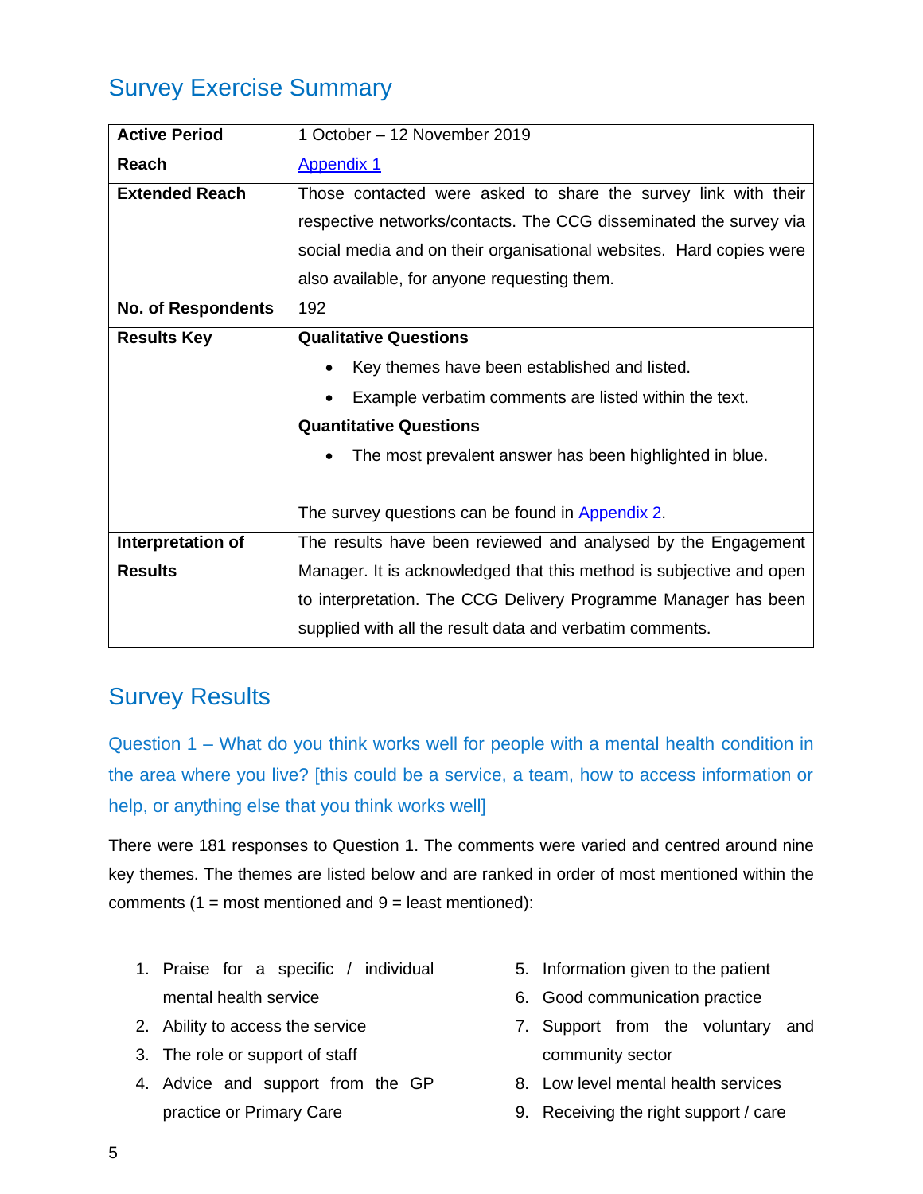## Survey Exercise Summary

| | |
|---|---|
| **Active Period** | 1 October – 12 November 2019 |
| **Reach** | Appendix 1 |
| **Extended Reach** | Those contacted were asked to share the survey link with their respective networks/contacts. The CCG disseminated the survey via social media and on their organisational websites. Hard copies were also available, for anyone requesting them. |
| **No. of Respondents** | 192 |
| **Results Key** | **Qualitative Questions**<br>• Key themes have been established and listed.<br>• Example verbatim comments are listed within the text.<br>**Quantitative Questions**<br>• The most prevalent answer has been highlighted in blue.<br><br>The survey questions can be found in Appendix 2. |
| **Interpretation of Results** | The results have been reviewed and analysed by the Engagement Manager. It is acknowledged that this method is subjective and open to interpretation. The CCG Delivery Programme Manager has been supplied with all the result data and verbatim comments. |

## Survey Results

### Question 1 – What do you think works well for people with a mental health condition in the area where you live? [this could be a service, a team, how to access information or help, or anything else that you think works well]

There were 181 responses to Question 1. The comments were varied and centred around nine key themes. The themes are listed below and are ranked in order of most mentioned within the comments (1 = most mentioned and 9 = least mentioned):

1. Praise for a specific / individual mental health service
2. Ability to access the service
3. The role or support of staff
4. Advice and support from the GP practice or Primary Care
5. Information given to the patient
6. Good communication practice
7. Support from the voluntary and community sector
8. Low level mental health services
9. Receiving the right support / care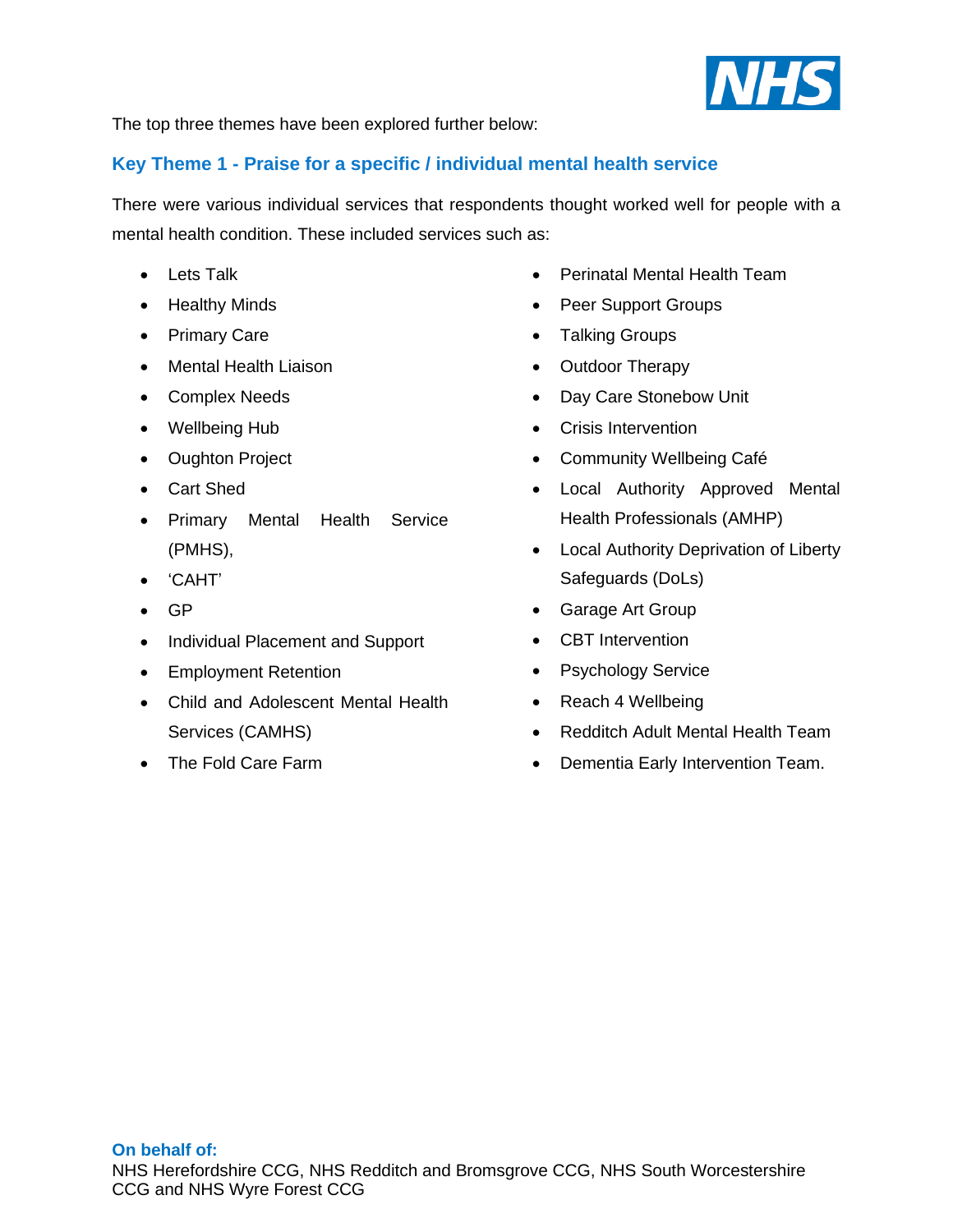The top three themes have been explored further below:

### Key Theme 1 - Praise for a specific / individual mental health service

There were various individual services that respondents thought worked well for people with a mental health condition. These included services such as:

- Lets Talk
- Healthy Minds
- Primary Care
- Mental Health Liaison
- Complex Needs
- Wellbeing Hub
- Oughton Project
- Cart Shed
- Primary Mental Health Service (PMHS),
- 'CAHT'
- GP
- Individual Placement and Support
- Employment Retention
- Child and Adolescent Mental Health Services (CAMHS)
- The Fold Care Farm
- Perinatal Mental Health Team
- Peer Support Groups
- Talking Groups
- Outdoor Therapy
- Day Care Stonebow Unit
- Crisis Intervention
- Community Wellbeing Café
- Local Authority Approved Mental Health Professionals (AMHP)
- Local Authority Deprivation of Liberty Safeguards (DoLs)
- Garage Art Group
- CBT Intervention
- Psychology Service
- Reach 4 Wellbeing
- Redditch Adult Mental Health Team
- Dementia Early Intervention Team.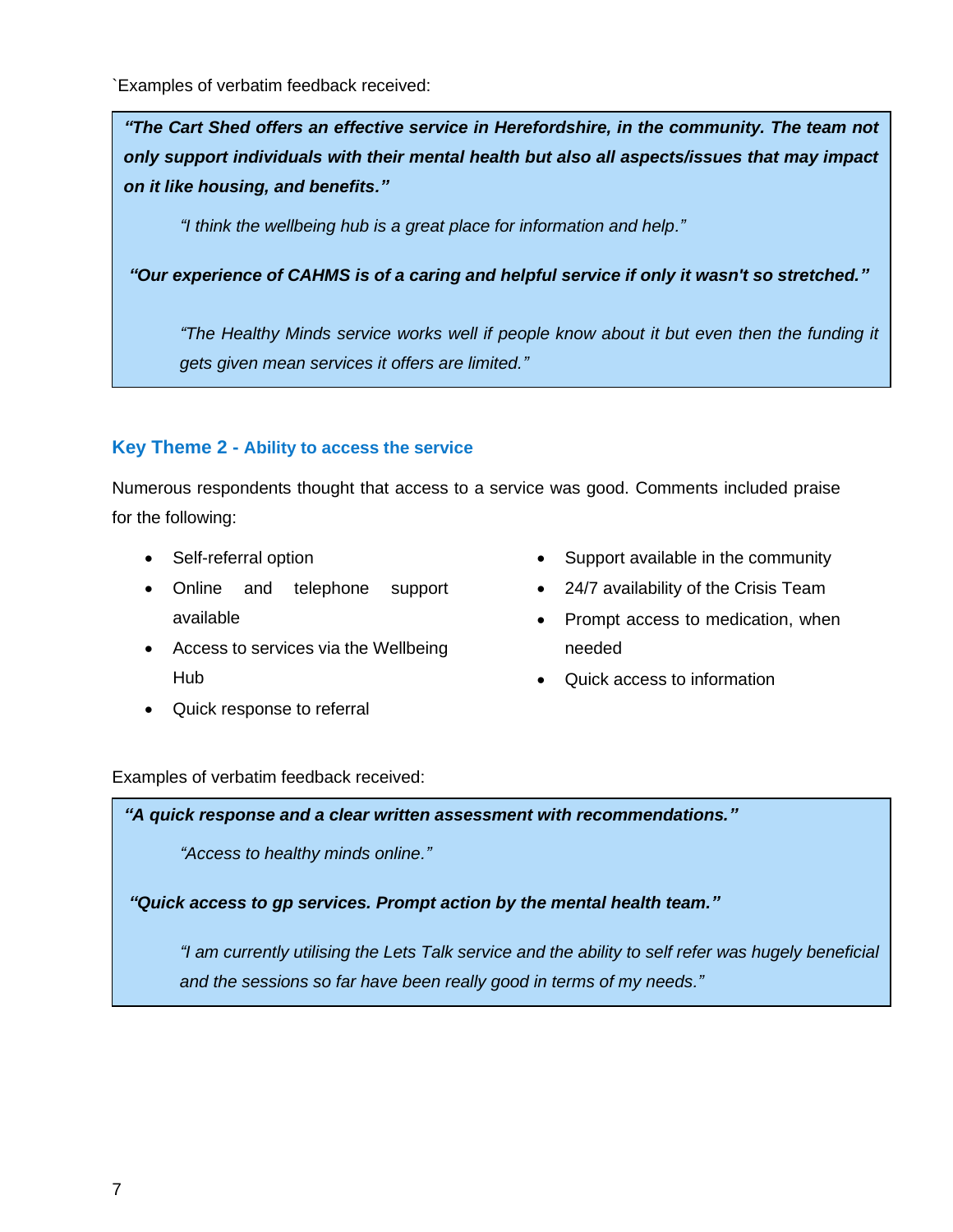`Examples of verbatim feedback received:

> ***"The Cart Shed offers an effective service in Herefordshire, in the community. The team not only support individuals with their mental health but also all aspects/issues that may impact on it like housing, and benefits."***
>
> *"I think the wellbeing hub is a great place for information and help."*
>
> ***"Our experience of CAHMS is of a caring and helpful service if only it wasn't so stretched."***
>
> *"The Healthy Minds service works well if people know about it but even then the funding it gets given mean services it offers are limited."*

### Key Theme 2 - Ability to access the service

Numerous respondents thought that access to a service was good. Comments included praise for the following:

- Self-referral option
- Online and telephone support available
- Access to services via the Wellbeing Hub
- Quick response to referral
- Support available in the community
- 24/7 availability of the Crisis Team
- Prompt access to medication, when needed
- Quick access to information

Examples of verbatim feedback received:

> ***"A quick response and a clear written assessment with recommendations."***
>
> *"Access to healthy minds online."*
>
> ***"Quick access to gp services. Prompt action by the mental health team."***
>
> *"I am currently utilising the Lets Talk service and the ability to self refer was hugely beneficial and the sessions so far have been really good in terms of my needs."*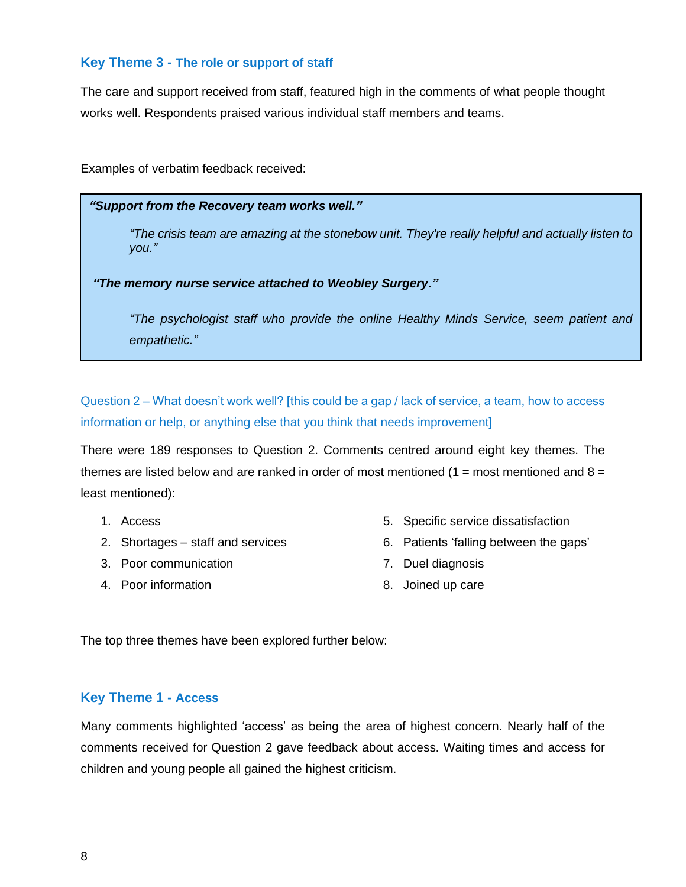### Key Theme 3 - The role or support of staff

The care and support received from staff, featured high in the comments of what people thought works well. Respondents praised various individual staff members and teams.

Examples of verbatim feedback received:

> ***"Support from the Recovery team works well."***
>
> *"The crisis team are amazing at the stonebow unit. They're really helpful and actually listen to you."*
>
> ***"The memory nurse service attached to Weobley Surgery."***
>
> *"The psychologist staff who provide the online Healthy Minds Service, seem patient and empathetic."*

Question 2 – What doesn't work well? [this could be a gap / lack of service, a team, how to access information or help, or anything else that you think that needs improvement]

There were 189 responses to Question 2. Comments centred around eight key themes. The themes are listed below and are ranked in order of most mentioned (1 = most mentioned and 8 = least mentioned):

1. Access
2. Shortages – staff and services
3. Poor communication
4. Poor information
5. Specific service dissatisfaction
6. Patients 'falling between the gaps'
7. Duel diagnosis
8. Joined up care

The top three themes have been explored further below:

### Key Theme 1 - Access

Many comments highlighted 'access' as being the area of highest concern. Nearly half of the comments received for Question 2 gave feedback about access. Waiting times and access for children and young people all gained the highest criticism.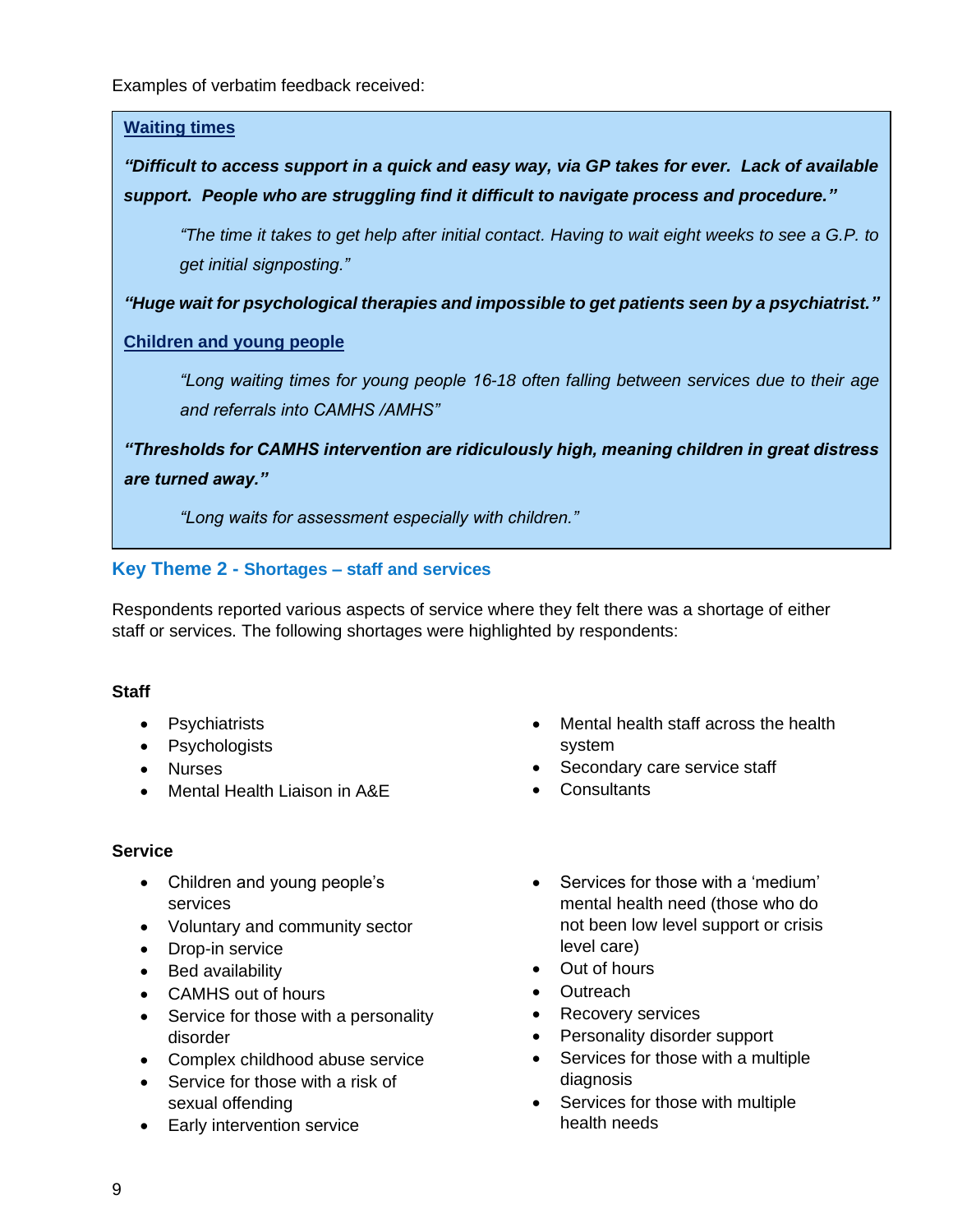Examples of verbatim feedback received:

**Waiting times**

***"Difficult to access support in a quick and easy way, via GP takes for ever. Lack of available support. People who are struggling find it difficult to navigate process and procedure."***

> *"The time it takes to get help after initial contact. Having to wait eight weeks to see a G.P. to get initial signposting."*

***"Huge wait for psychological therapies and impossible to get patients seen by a psychiatrist."***

**Children and young people**

> *"Long waiting times for young people 16-18 often falling between services due to their age and referrals into CAMHS /AMHS"*

***"Thresholds for CAMHS intervention are ridiculously high, meaning children in great distress are turned away."***

> *"Long waits for assessment especially with children."*

## Key Theme 2 - Shortages – staff and services

Respondents reported various aspects of service where they felt there was a shortage of either staff or services. The following shortages were highlighted by respondents:

**Staff**

- Psychiatrists
- Psychologists
- Nurses
- Mental Health Liaison in A&E
- Mental health staff across the health system
- Secondary care service staff
- Consultants

**Service**

- Children and young people's services
- Voluntary and community sector
- Drop-in service
- Bed availability
- CAMHS out of hours
- Service for those with a personality disorder
- Complex childhood abuse service
- Service for those with a risk of sexual offending
- Early intervention service
- Services for those with a 'medium' mental health need (those who do not been low level support or crisis level care)
- Out of hours
- Outreach
- Recovery services
- Personality disorder support
- Services for those with a multiple diagnosis
- Services for those with multiple health needs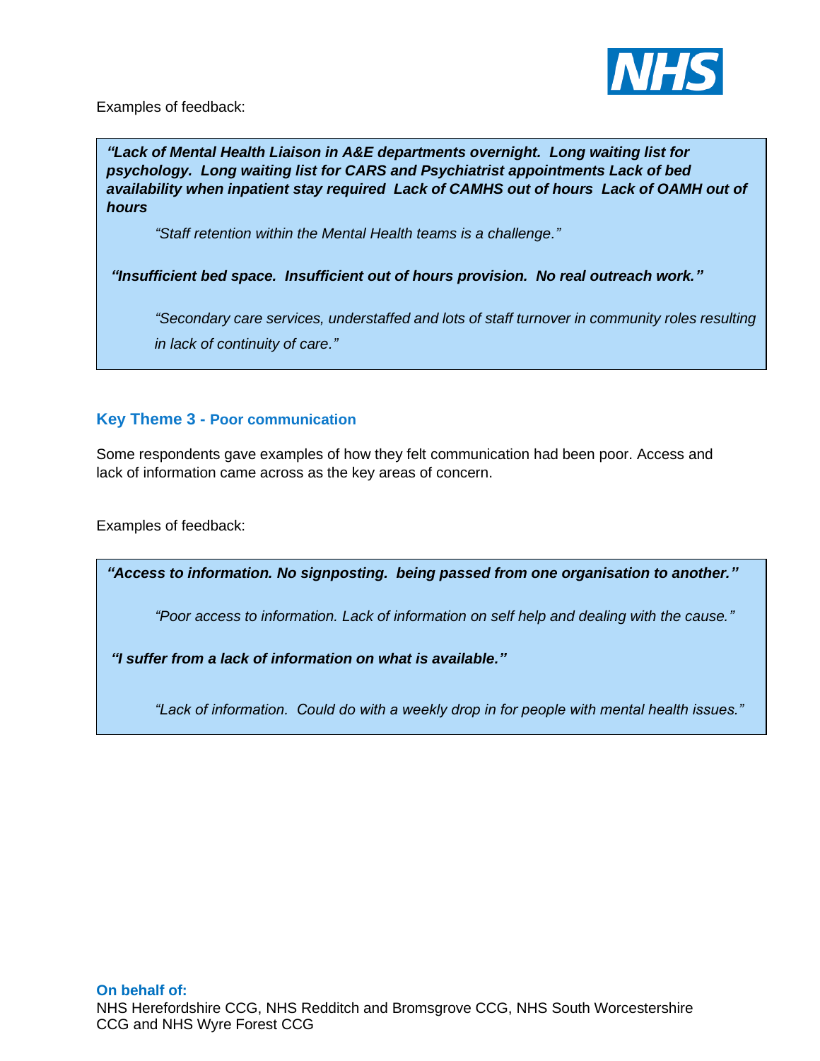Examples of feedback:

> ***"Lack of Mental Health Liaison in A&E departments overnight. Long waiting list for psychology. Long waiting list for CARS and Psychiatrist appointments Lack of bed availability when inpatient stay required Lack of CAMHS out of hours Lack of OAMH out of hours***
>
> *"Staff retention within the Mental Health teams is a challenge."*
>
> ***"Insufficient bed space. Insufficient out of hours provision. No real outreach work."***
>
> *"Secondary care services, understaffed and lots of staff turnover in community roles resulting in lack of continuity of care."*

### Key Theme 3 - Poor communication

Some respondents gave examples of how they felt communication had been poor. Access and lack of information came across as the key areas of concern.

Examples of feedback:

> ***"Access to information. No signposting. being passed from one organisation to another."***
>
> *"Poor access to information. Lack of information on self help and dealing with the cause."*
>
> ***"I suffer from a lack of information on what is available."***
>
> *"Lack of information. Could do with a weekly drop in for people with mental health issues."*

**On behalf of:**
NHS Herefordshire CCG, NHS Redditch and Bromsgrove CCG, NHS South Worcestershire CCG and NHS Wyre Forest CCG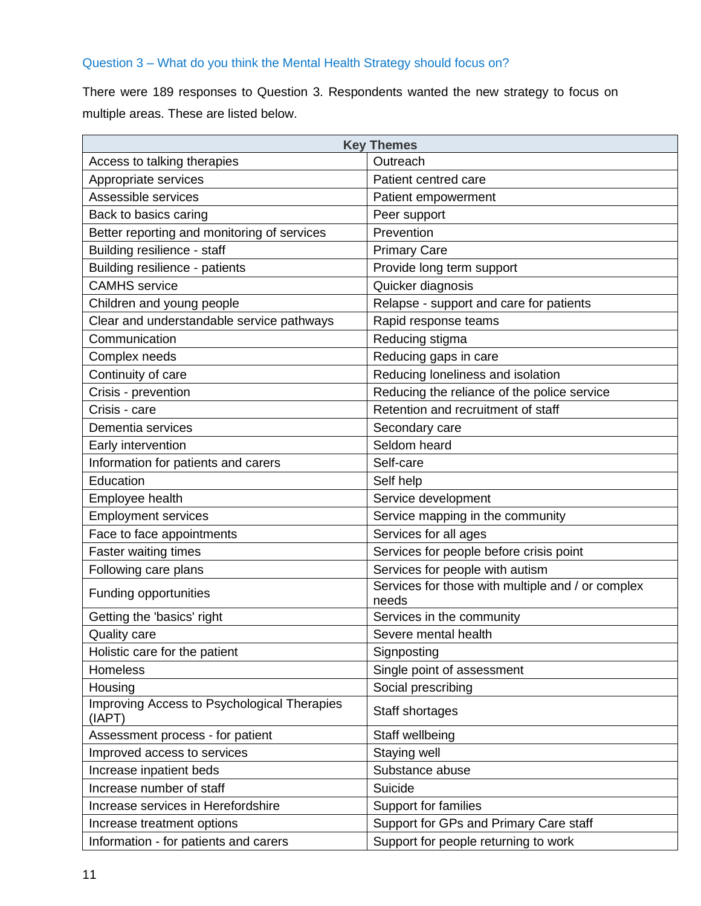### Question 3 – What do you think the Mental Health Strategy should focus on?

There were 189 responses to Question 3. Respondents wanted the new strategy to focus on multiple areas. These are listed below.

| Key Themes | |
|---|---|
| Access to talking therapies | Outreach |
| Appropriate services | Patient centred care |
| Assessible services | Patient empowerment |
| Back to basics caring | Peer support |
| Better reporting and monitoring of services | Prevention |
| Building resilience - staff | Primary Care |
| Building resilience - patients | Provide long term support |
| CAMHS service | Quicker diagnosis |
| Children and young people | Relapse - support and care for patients |
| Clear and understandable service pathways | Rapid response teams |
| Communication | Reducing stigma |
| Complex needs | Reducing gaps in care |
| Continuity of care | Reducing loneliness and isolation |
| Crisis - prevention | Reducing the reliance of the police service |
| Crisis - care | Retention and recruitment of staff |
| Dementia services | Secondary care |
| Early intervention | Seldom heard |
| Information for patients and carers | Self-care |
| Education | Self help |
| Employee health | Service development |
| Employment services | Service mapping in the community |
| Face to face appointments | Services for all ages |
| Faster waiting times | Services for people before crisis point |
| Following care plans | Services for people with autism |
| Funding opportunities | Services for those with multiple and / or complex needs |
| Getting the 'basics' right | Services in the community |
| Quality care | Severe mental health |
| Holistic care for the patient | Signposting |
| Homeless | Single point of assessment |
| Housing | Social prescribing |
| Improving Access to Psychological Therapies (IAPT) | Staff shortages |
| Assessment process - for patient | Staff wellbeing |
| Improved access to services | Staying well |
| Increase inpatient beds | Substance abuse |
| Increase number of staff | Suicide |
| Increase services in Herefordshire | Support for families |
| Increase treatment options | Support for GPs and Primary Care staff |
| Information - for patients and carers | Support for people returning to work |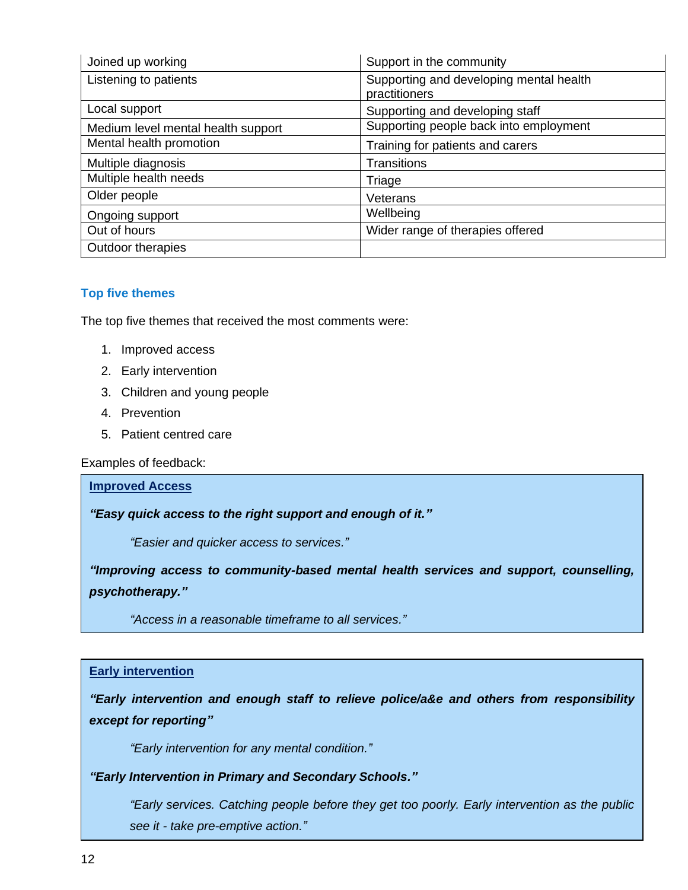| Joined up working | Support in the community |
|---|---|
| Listening to patients | Supporting and developing mental health practitioners |
| Local support | Supporting and developing staff |
| Medium level mental health support | Supporting people back into employment |
| Mental health promotion | Training for patients and carers |
| Multiple diagnosis | Transitions |
| Multiple health needs | Triage |
| Older people | Veterans |
| Ongoing support | Wellbeing |
| Out of hours | Wider range of therapies offered |
| Outdoor therapies | |

### Top five themes

The top five themes that received the most comments were:

1. Improved access
2. Early intervention
3. Children and young people
4. Prevention
5. Patient centred care

Examples of feedback:

**Improved Access**

***"Easy quick access to the right support and enough of it."***

*"Easier and quicker access to services."*

***"Improving access to community-based mental health services and support, counselling, psychotherapy."***

*"Access in a reasonable timeframe to all services."*

**Early intervention**

***"Early intervention and enough staff to relieve police/a&e and others from responsibility except for reporting"***

*"Early intervention for any mental condition."*

***"Early Intervention in Primary and Secondary Schools."***

*"Early services. Catching people before they get too poorly. Early intervention as the public see it - take pre-emptive action."*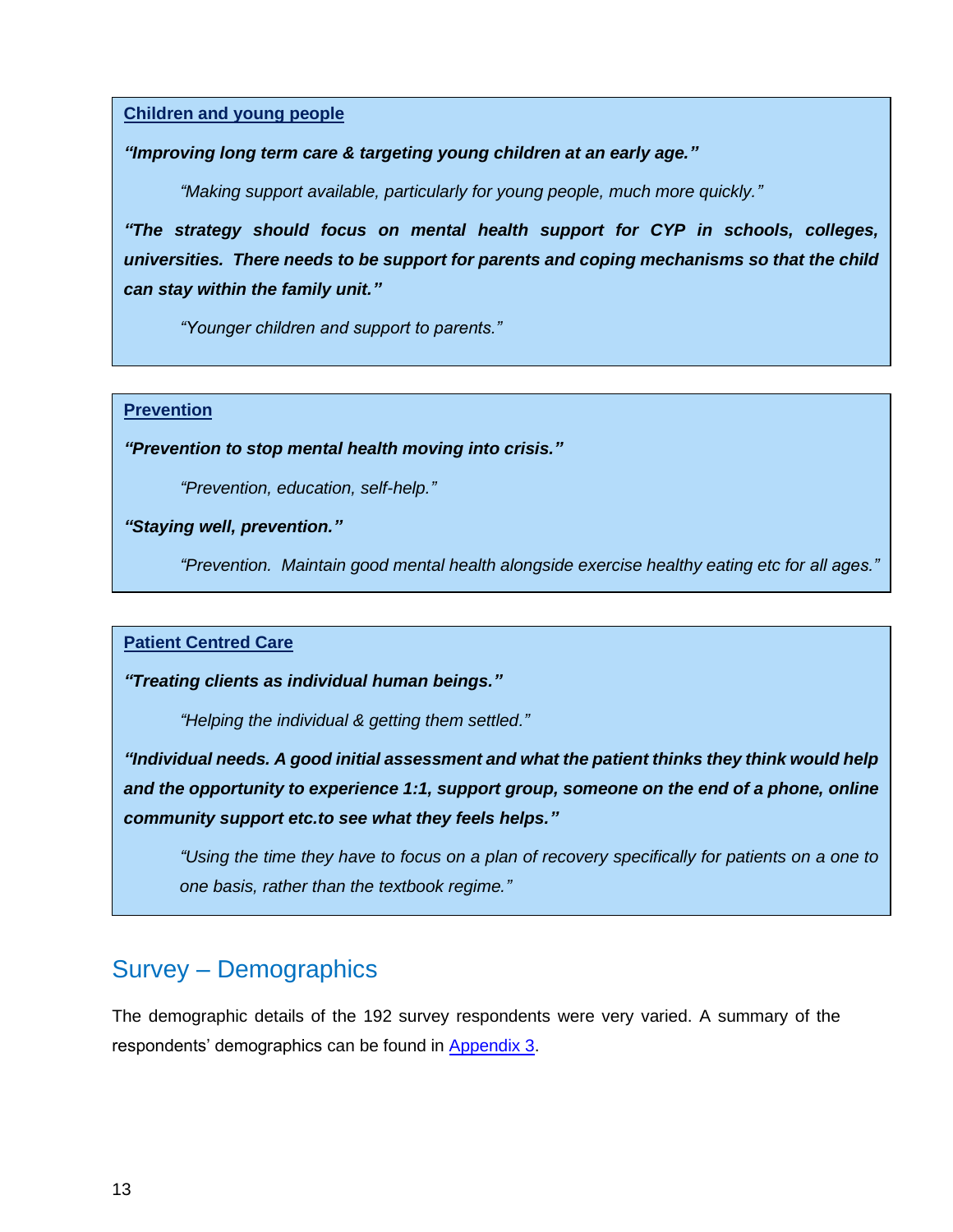**Children and young people**

***"Improving long term care & targeting young children at an early age."***

> *"Making support available, particularly for young people, much more quickly."*

***"The strategy should focus on mental health support for CYP in schools, colleges, universities. There needs to be support for parents and coping mechanisms so that the child can stay within the family unit."***

> *"Younger children and support to parents."*

**Prevention**

***"Prevention to stop mental health moving into crisis."***

> *"Prevention, education, self-help."*

***"Staying well, prevention."***

> *"Prevention. Maintain good mental health alongside exercise healthy eating etc for all ages."*

**Patient Centred Care**

***"Treating clients as individual human beings."***

> *"Helping the individual & getting them settled."*

***"Individual needs. A good initial assessment and what the patient thinks they think would help and the opportunity to experience 1:1, support group, someone on the end of a phone, online community support etc.to see what they feels helps."***

> *"Using the time they have to focus on a plan of recovery specifically for patients on a one to one basis, rather than the textbook regime."*

## Survey – Demographics

The demographic details of the 192 survey respondents were very varied. A summary of the respondents' demographics can be found in Appendix 3.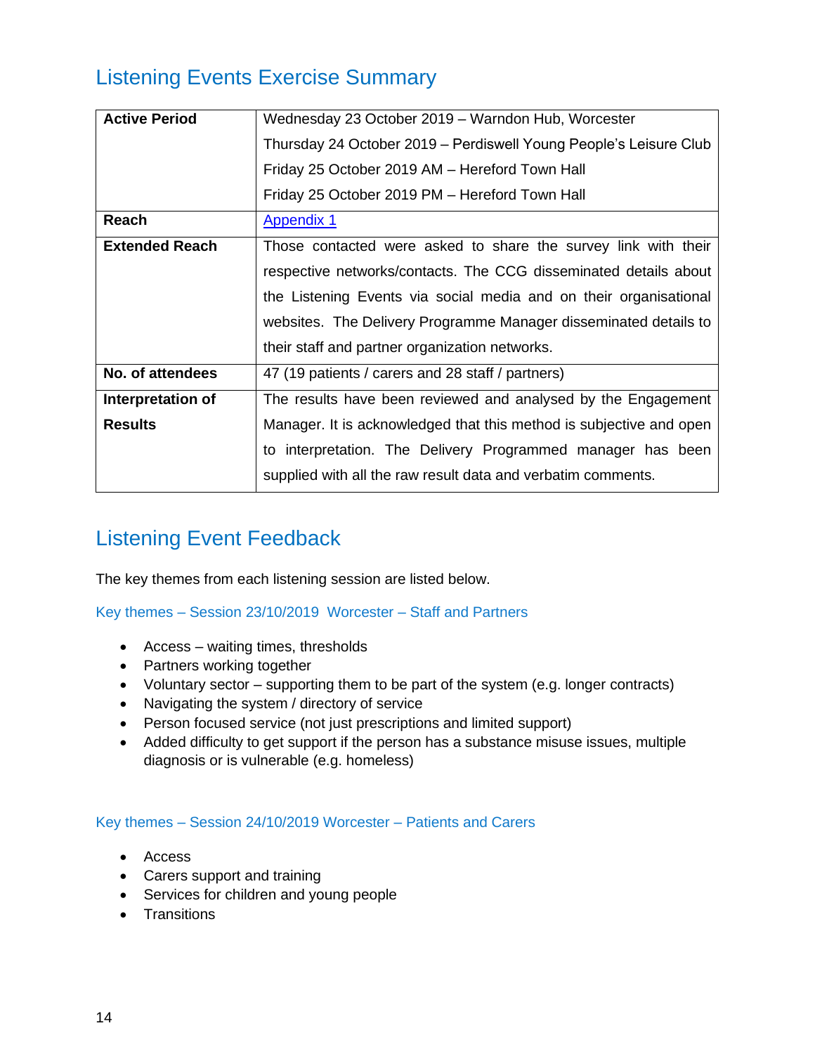## Listening Events Exercise Summary

| | |
|---|---|
| **Active Period** | Wednesday 23 October 2019 – Warndon Hub, Worcester<br>Thursday 24 October 2019 – Perdiswell Young People's Leisure Club<br>Friday 25 October 2019 AM – Hereford Town Hall<br>Friday 25 October 2019 PM – Hereford Town Hall |
| **Reach** | [Appendix 1] |
| **Extended Reach** | Those contacted were asked to share the survey link with their respective networks/contacts. The CCG disseminated details about the Listening Events via social media and on their organisational websites. The Delivery Programme Manager disseminated details to their staff and partner organization networks. |
| **No. of attendees** | 47 (19 patients / carers and 28 staff / partners) |
| **Interpretation of Results** | The results have been reviewed and analysed by the Engagement Manager. It is acknowledged that this method is subjective and open to interpretation. The Delivery Programmed manager has been supplied with all the raw result data and verbatim comments. |

## Listening Event Feedback

The key themes from each listening session are listed below.

### Key themes – Session 23/10/2019 Worcester – Staff and Partners

- Access – waiting times, thresholds
- Partners working together
- Voluntary sector – supporting them to be part of the system (e.g. longer contracts)
- Navigating the system / directory of service
- Person focused service (not just prescriptions and limited support)
- Added difficulty to get support if the person has a substance misuse issues, multiple diagnosis or is vulnerable (e.g. homeless)

### Key themes – Session 24/10/2019 Worcester – Patients and Carers

- Access
- Carers support and training
- Services for children and young people
- Transitions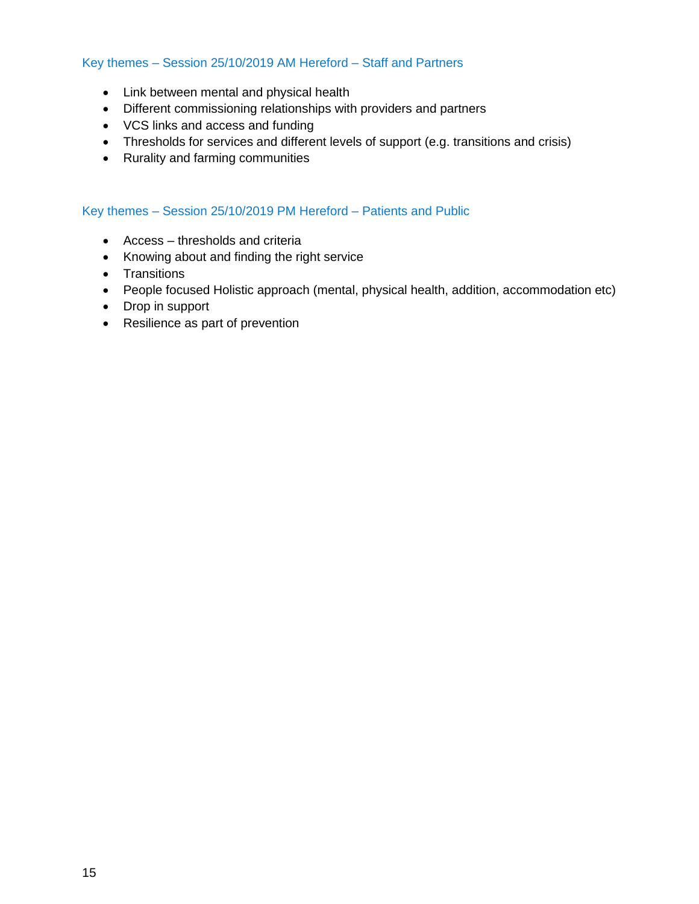### Key themes – Session 25/10/2019 AM Hereford – Staff and Partners

- Link between mental and physical health
- Different commissioning relationships with providers and partners
- VCS links and access and funding
- Thresholds for services and different levels of support (e.g. transitions and crisis)
- Rurality and farming communities

### Key themes – Session 25/10/2019 PM Hereford – Patients and Public

- Access – thresholds and criteria
- Knowing about and finding the right service
- Transitions
- People focused Holistic approach (mental, physical health, addition, accommodation etc)
- Drop in support
- Resilience as part of prevention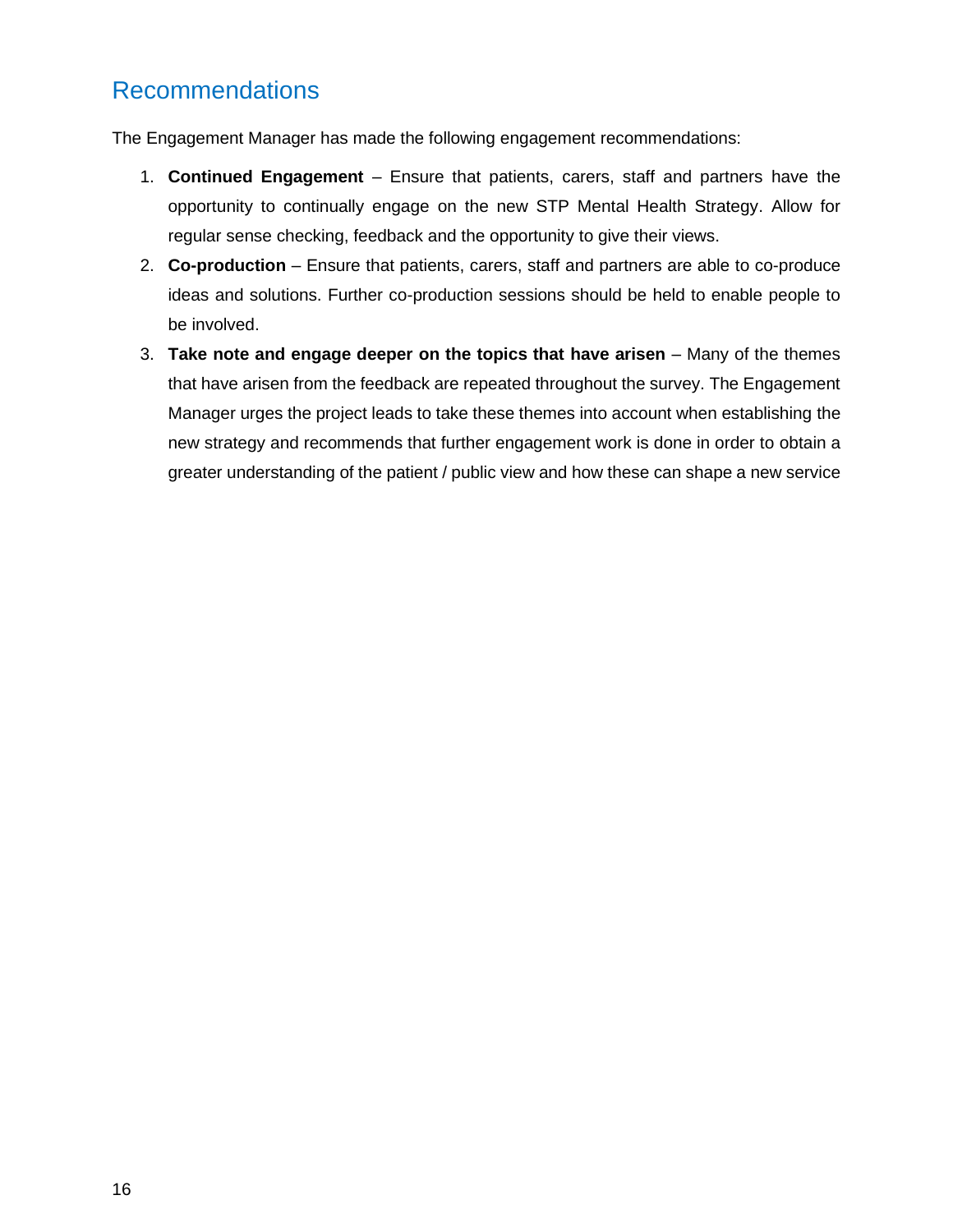## Recommendations

The Engagement Manager has made the following engagement recommendations:

1. **Continued Engagement** – Ensure that patients, carers, staff and partners have the opportunity to continually engage on the new STP Mental Health Strategy. Allow for regular sense checking, feedback and the opportunity to give their views.
2. **Co-production** – Ensure that patients, carers, staff and partners are able to co-produce ideas and solutions. Further co-production sessions should be held to enable people to be involved.
3. **Take note and engage deeper on the topics that have arisen** – Many of the themes that have arisen from the feedback are repeated throughout the survey. The Engagement Manager urges the project leads to take these themes into account when establishing the new strategy and recommends that further engagement work is done in order to obtain a greater understanding of the patient / public view and how these can shape a new service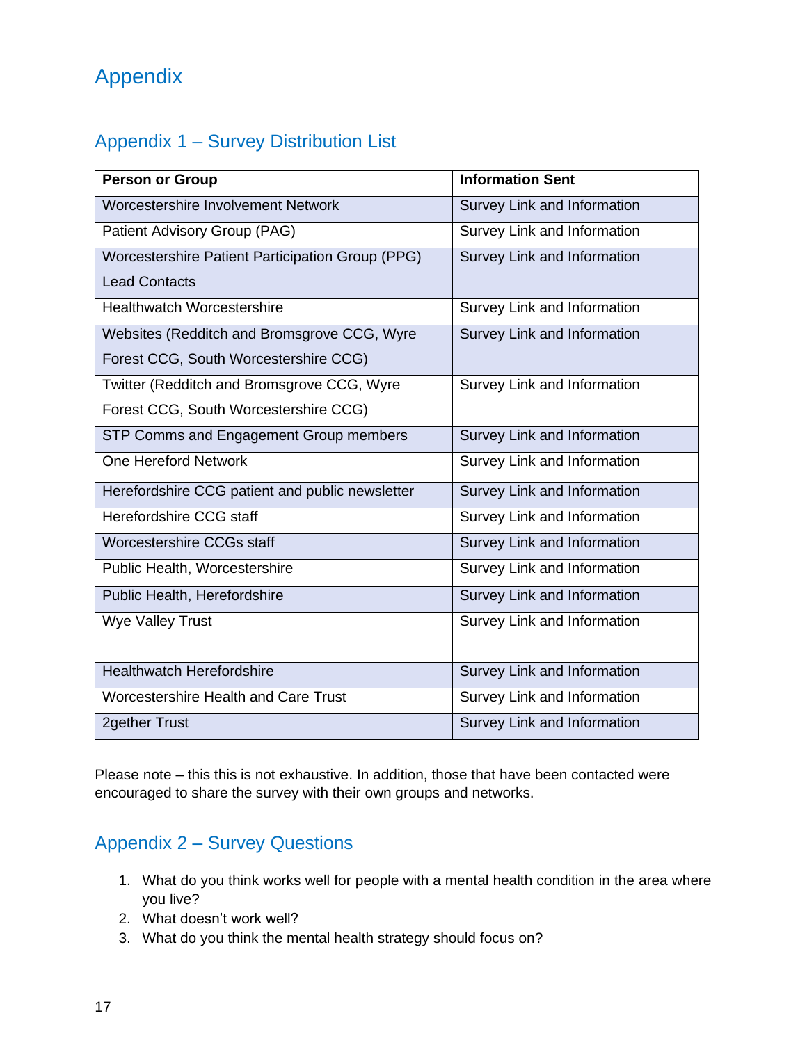# Appendix

## Appendix 1 – Survey Distribution List

| Person or Group | Information Sent |
|---|---|
| Worcestershire Involvement Network | Survey Link and Information |
| Patient Advisory Group (PAG) | Survey Link and Information |
| Worcestershire Patient Participation Group (PPG) Lead Contacts | Survey Link and Information |
| Healthwatch Worcestershire | Survey Link and Information |
| Websites (Redditch and Bromsgrove CCG, Wyre Forest CCG, South Worcestershire CCG) | Survey Link and Information |
| Twitter (Redditch and Bromsgrove CCG, Wyre Forest CCG, South Worcestershire CCG) | Survey Link and Information |
| STP Comms and Engagement Group members | Survey Link and Information |
| One Hereford Network | Survey Link and Information |
| Herefordshire CCG patient and public newsletter | Survey Link and Information |
| Herefordshire CCG staff | Survey Link and Information |
| Worcestershire CCGs staff | Survey Link and Information |
| Public Health, Worcestershire | Survey Link and Information |
| Public Health, Herefordshire | Survey Link and Information |
| Wye Valley Trust | Survey Link and Information |
| Healthwatch Herefordshire | Survey Link and Information |
| Worcestershire Health and Care Trust | Survey Link and Information |
| 2gether Trust | Survey Link and Information |

Please note – this this is not exhaustive. In addition, those that have been contacted were encouraged to share the survey with their own groups and networks.

## Appendix 2 – Survey Questions

1. What do you think works well for people with a mental health condition in the area where you live?
2. What doesn't work well?
3. What do you think the mental health strategy should focus on?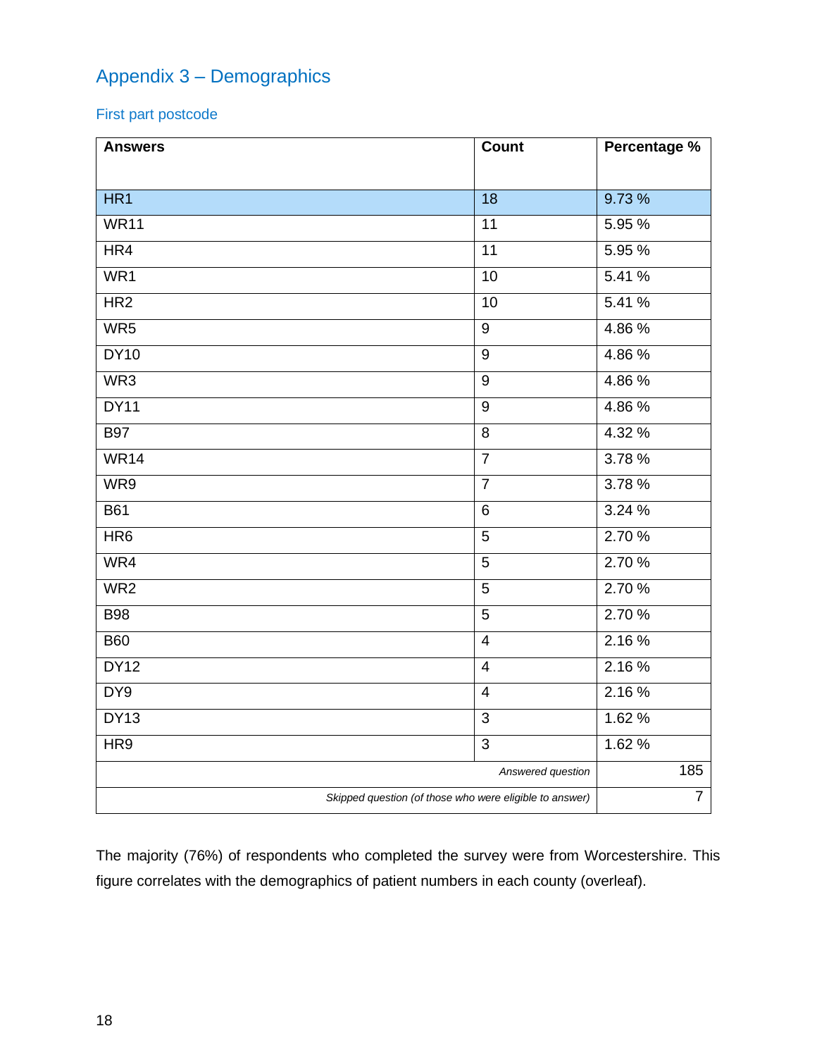## Appendix 3 – Demographics

### First part postcode

| Answers | Count | Percentage % |
|---|---|---|
| HR1 | 18 | 9.73 % |
| WR11 | 11 | 5.95 % |
| HR4 | 11 | 5.95 % |
| WR1 | 10 | 5.41 % |
| HR2 | 10 | 5.41 % |
| WR5 | 9 | 4.86 % |
| DY10 | 9 | 4.86 % |
| WR3 | 9 | 4.86 % |
| DY11 | 9 | 4.86 % |
| B97 | 8 | 4.32 % |
| WR14 | 7 | 3.78 % |
| WR9 | 7 | 3.78 % |
| B61 | 6 | 3.24 % |
| HR6 | 5 | 2.70 % |
| WR4 | 5 | 2.70 % |
| WR2 | 5 | 2.70 % |
| B98 | 5 | 2.70 % |
| B60 | 4 | 2.16 % |
| DY12 | 4 | 2.16 % |
| DY9 | 4 | 2.16 % |
| DY13 | 3 | 1.62 % |
| HR9 | 3 | 1.62 % |
| | *Answered question* | 185 |
| | *Skipped question (of those who were eligible to answer)* | 7 |

The majority (76%) of respondents who completed the survey were from Worcestershire. This figure correlates with the demographics of patient numbers in each county (overleaf).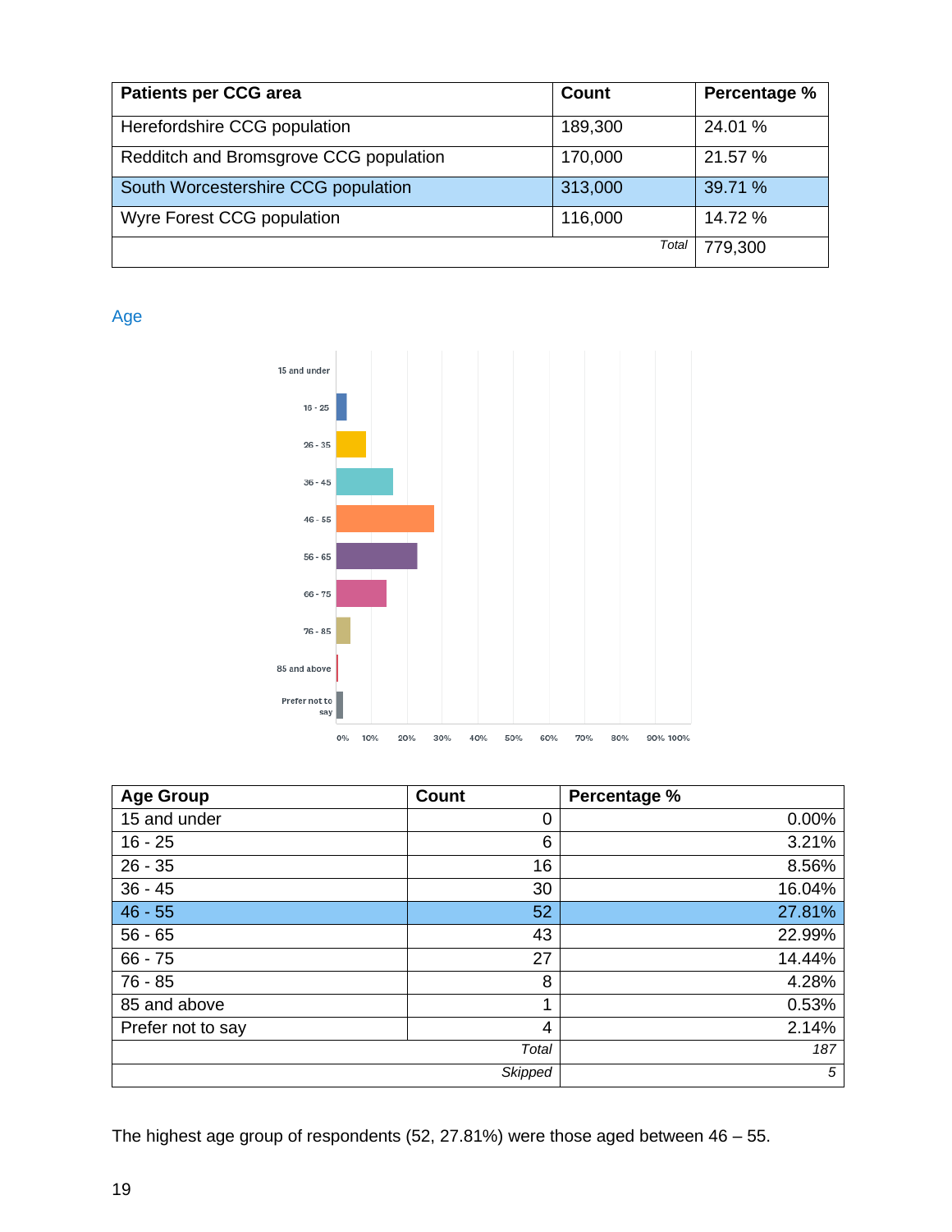| Patients per CCG area | Count | Percentage % |
|---|---|---|
| Herefordshire CCG population | 189,300 | 24.01 % |
| Redditch and Bromsgrove CCG population | 170,000 | 21.57 % |
| South Worcestershire CCG population | 313,000 | 39.71 % |
| Wyre Forest CCG population | 116,000 | 14.72 % |
| | *Total* | 779,300 |

## Age

| Age Group | Count | Percentage % |
|---|---|---|
| 15 and under | 0 | 0.00% |
| 16 - 25 | 6 | 3.21% |
| 26 - 35 | 16 | 8.56% |
| 36 - 45 | 30 | 16.04% |
| 46 - 55 | 52 | 27.81% |
| 56 - 65 | 43 | 22.99% |
| 66 - 75 | 27 | 14.44% |
| 76 - 85 | 8 | 4.28% |
| 85 and above | 1 | 0.53% |
| Prefer not to say | 4 | 2.14% |
| | *Total* | *187* |
| | *Skipped* | *5* |

The highest age group of respondents (52, 27.81%) were those aged between 46 – 55.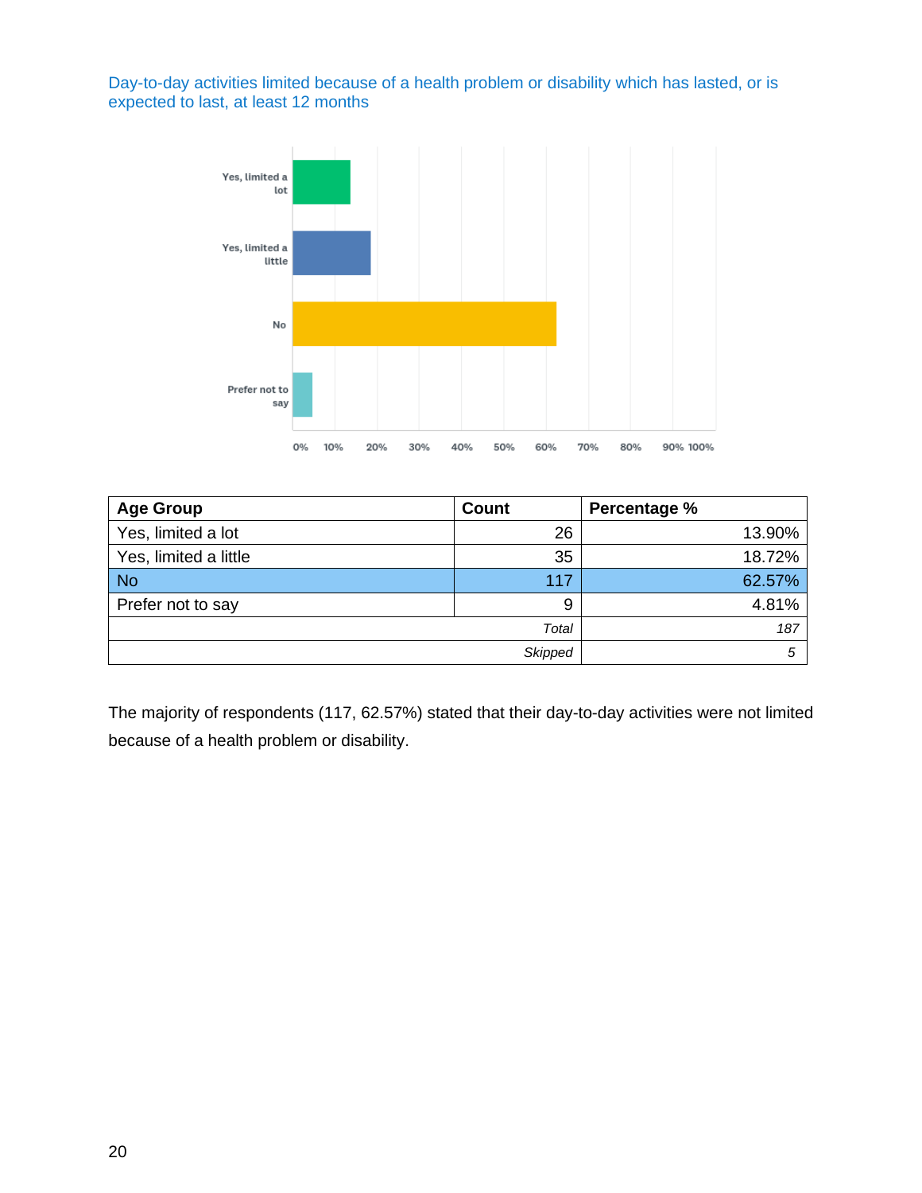Day-to-day activities limited because of a health problem or disability which has lasted, or is expected to last, at least 12 months

| Age Group | Count | Percentage % |
|---|---|---|
| Yes, limited a lot | 26 | 13.90% |
| Yes, limited a little | 35 | 18.72% |
| No | 117 | 62.57% |
| Prefer not to say | 9 | 4.81% |
| | *Total* | *187* |
| | *Skipped* | *5* |

The majority of respondents (117, 62.57%) stated that their day-to-day activities were not limited because of a health problem or disability.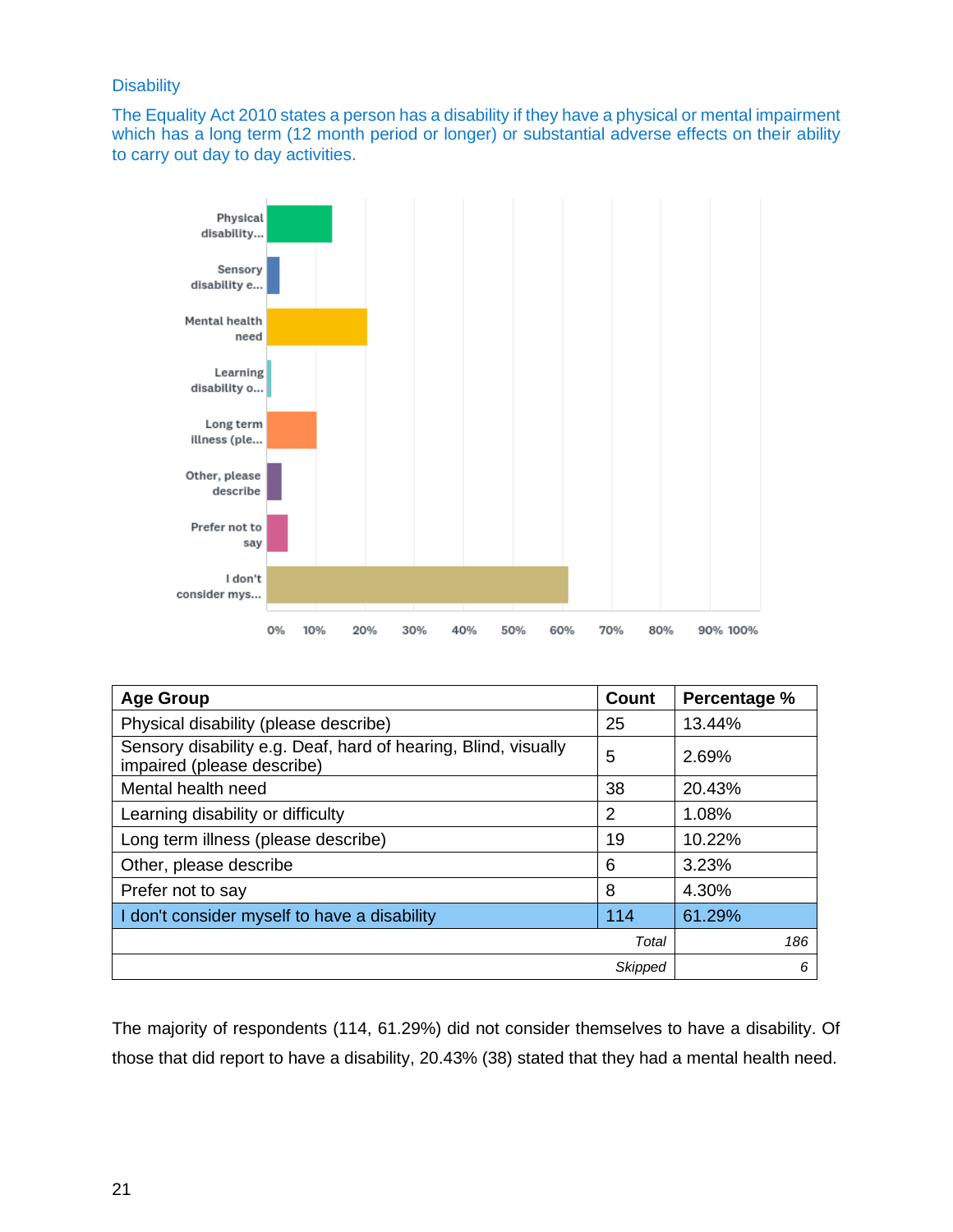## Disability

The Equality Act 2010 states a person has a disability if they have a physical or mental impairment which has a long term (12 month period or longer) or substantial adverse effects on their ability to carry out day to day activities.

| Age Group | Count | Percentage % |
|---|---|---|
| Physical disability (please describe) | 25 | 13.44% |
| Sensory disability e.g. Deaf, hard of hearing, Blind, visually impaired (please describe) | 5 | 2.69% |
| Mental health need | 38 | 20.43% |
| Learning disability or difficulty | 2 | 1.08% |
| Long term illness (please describe) | 19 | 10.22% |
| Other, please describe | 6 | 3.23% |
| Prefer not to say | 8 | 4.30% |
| I don't consider myself to have a disability | 114 | 61.29% |
| | *Total* | *186* |
| | *Skipped* | *6* |

The majority of respondents (114, 61.29%) did not consider themselves to have a disability. Of those that did report to have a disability, 20.43% (38) stated that they had a mental health need.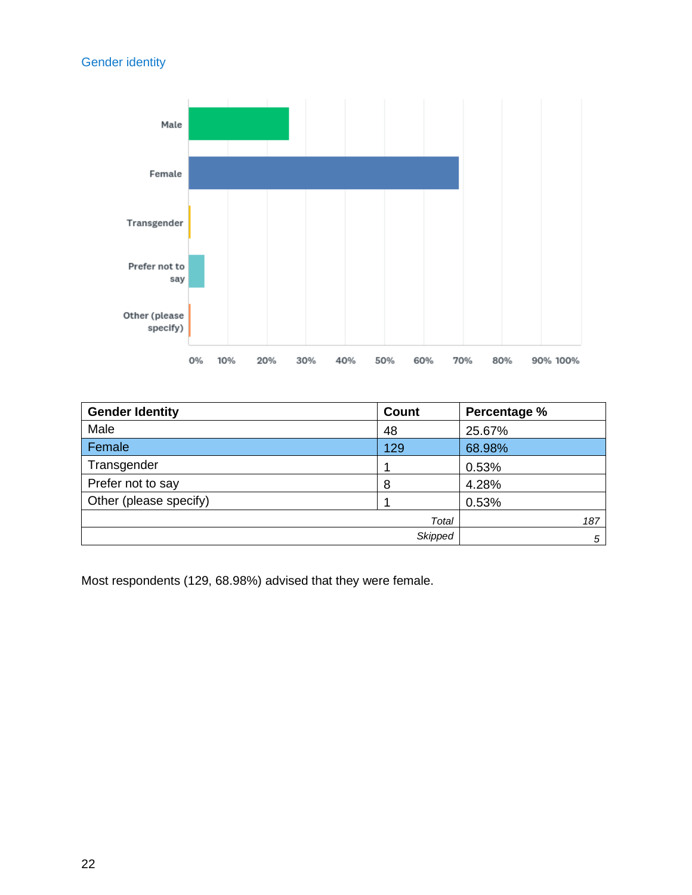## Gender identity

| Gender Identity | Count | Percentage % |
|---|---|---|
| Male | 48 | 25.67% |
| Female | 129 | 68.98% |
| Transgender | 1 | 0.53% |
| Prefer not to say | 8 | 4.28% |
| Other (please specify) | 1 | 0.53% |
| | *Total* | *187* |
| | *Skipped* | *5* |

Most respondents (129, 68.98%) advised that they were female.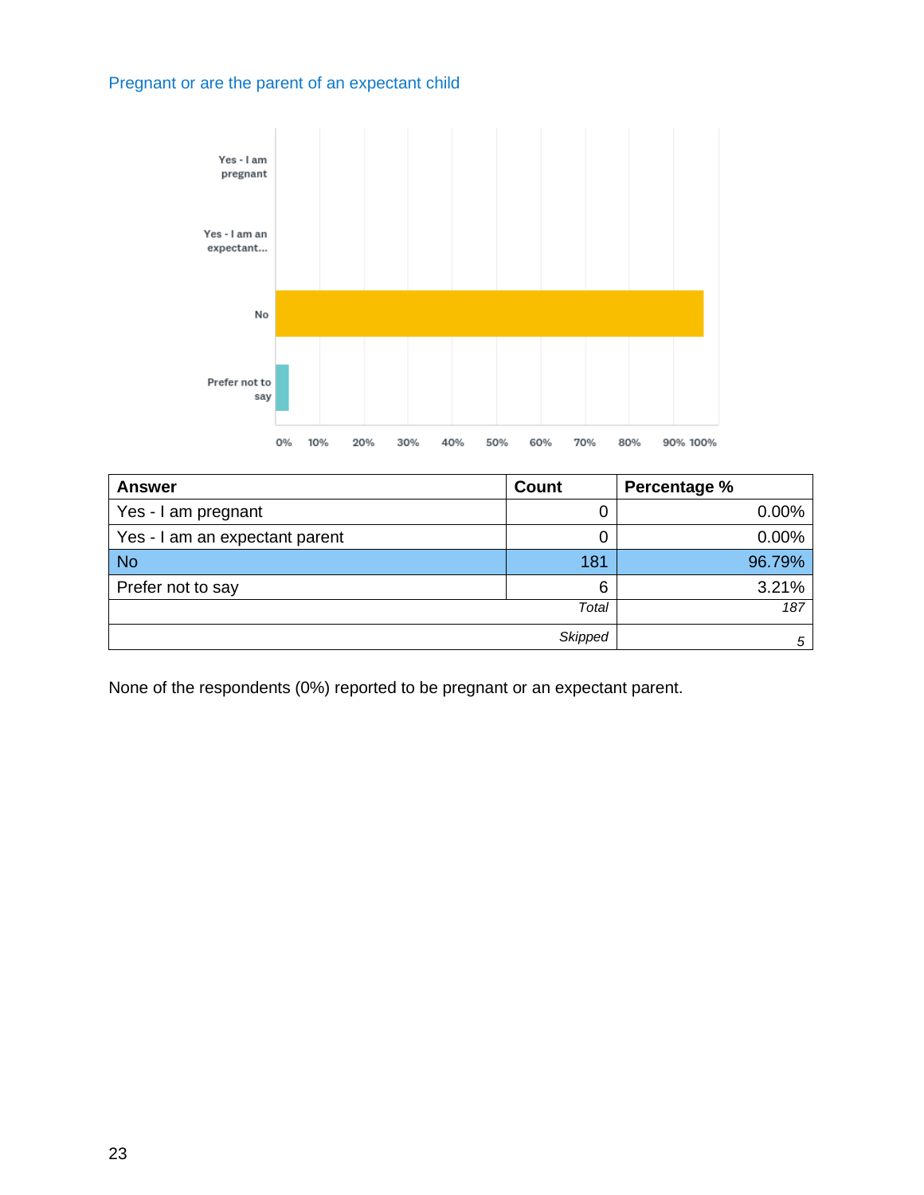## Pregnant or are the parent of an expectant child

| Answer | Count | Percentage % |
|---|---|---|
| Yes - I am pregnant | 0 | 0.00% |
| Yes - I am an expectant parent | 0 | 0.00% |
| No | 181 | 96.79% |
| Prefer not to say | 6 | 3.21% |
| | *Total* | *187* |
| | *Skipped* | *5* |

None of the respondents (0%) reported to be pregnant or an expectant parent.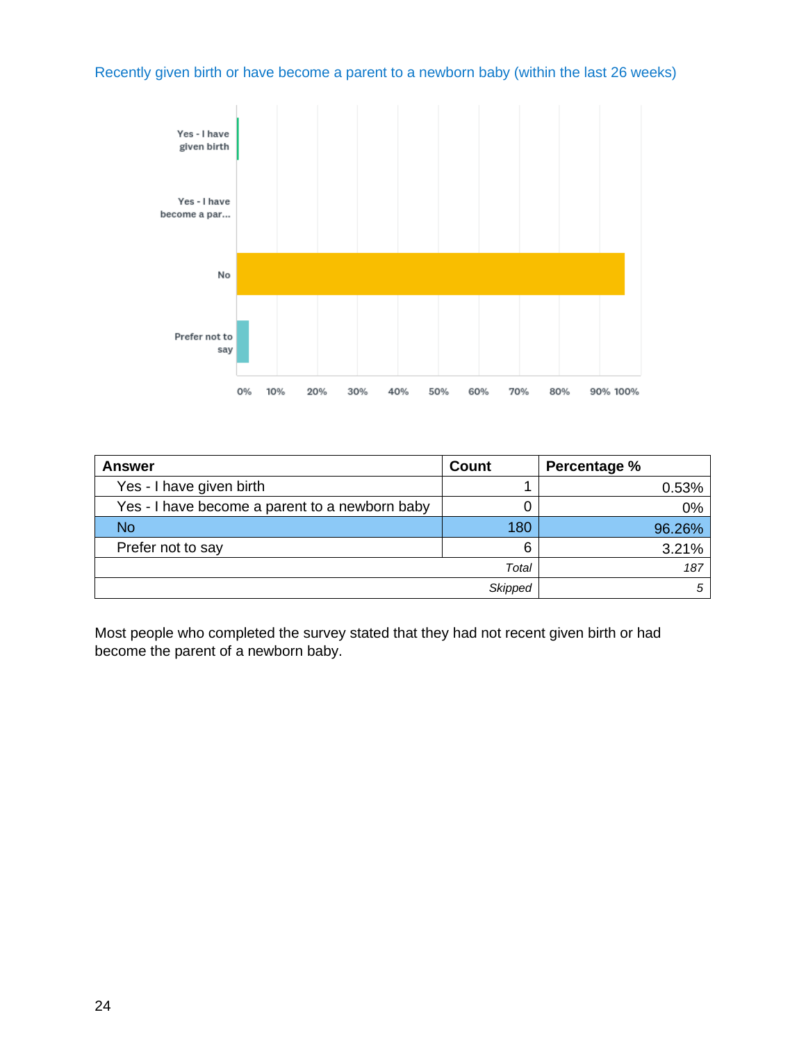### Recently given birth or have become a parent to a newborn baby (within the last 26 weeks)

| Answer | Count | Percentage % |
|---|---|---|
| Yes - I have given birth | 1 | 0.53% |
| Yes - I have become a parent to a newborn baby | 0 | 0% |
| No | 180 | 96.26% |
| Prefer not to say | 6 | 3.21% |
| *Total* | | *187* |
| *Skipped* | | *5* |

Most people who completed the survey stated that they had not recent given birth or had become the parent of a newborn baby.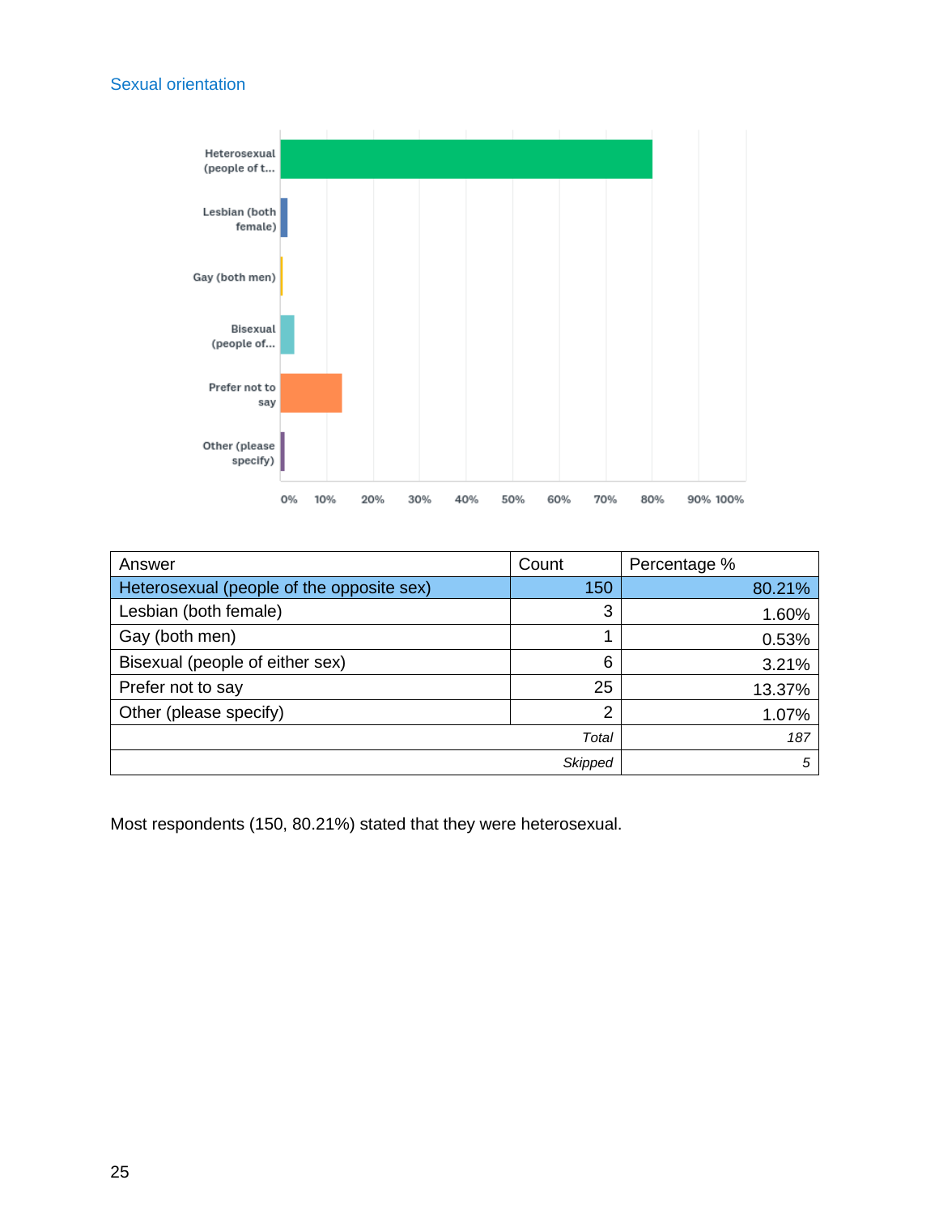## Sexual orientation

| Answer | Count | Percentage % |
|---|---|---|
| Heterosexual (people of the opposite sex) | 150 | 80.21% |
| Lesbian (both female) | 3 | 1.60% |
| Gay (both men) | 1 | 0.53% |
| Bisexual (people of either sex) | 6 | 3.21% |
| Prefer not to say | 25 | 13.37% |
| Other (please specify) | 2 | 1.07% |
| | *Total* | *187* |
| | *Skipped* | *5* |

Most respondents (150, 80.21%) stated that they were heterosexual.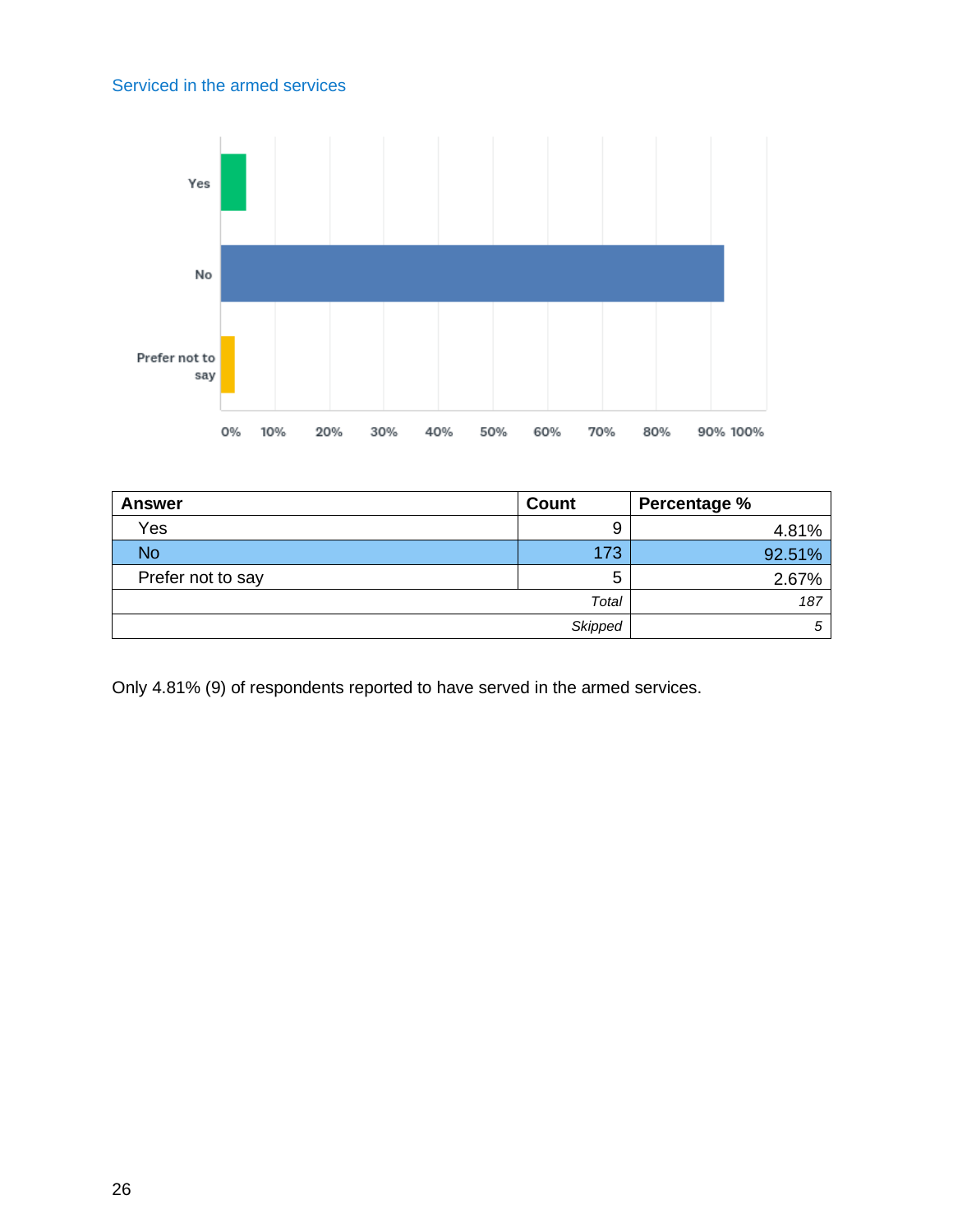### Serviced in the armed services

| Answer | Count | Percentage % |
|---|---|---|
| Yes | 9 | 4.81% |
| No | 173 | 92.51% |
| Prefer not to say | 5 | 2.67% |
| | *Total* | *187* |
| | *Skipped* | *5* |

Only 4.81% (9) of respondents reported to have served in the armed services.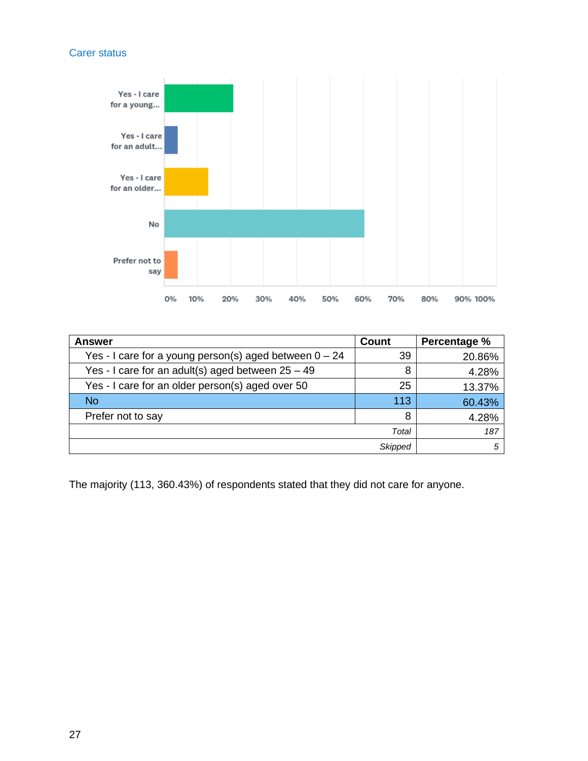## Carter status

## Carer status

| Answer | Count | Percentage % |
|---|---|---|
| Yes - I care for a young person(s) aged between 0 – 24 | 39 | 20.86% |
| Yes - I care for an adult(s) aged between 25 – 49 | 8 | 4.28% |
| Yes - I care for an older person(s) aged over 50 | 25 | 13.37% |
| No | 113 | 60.43% |
| Prefer not to say | 8 | 4.28% |
| | *Total* | *187* |
| | *Skipped* | *5* |

The majority (113, 360.43%) of respondents stated that they did not care for anyone.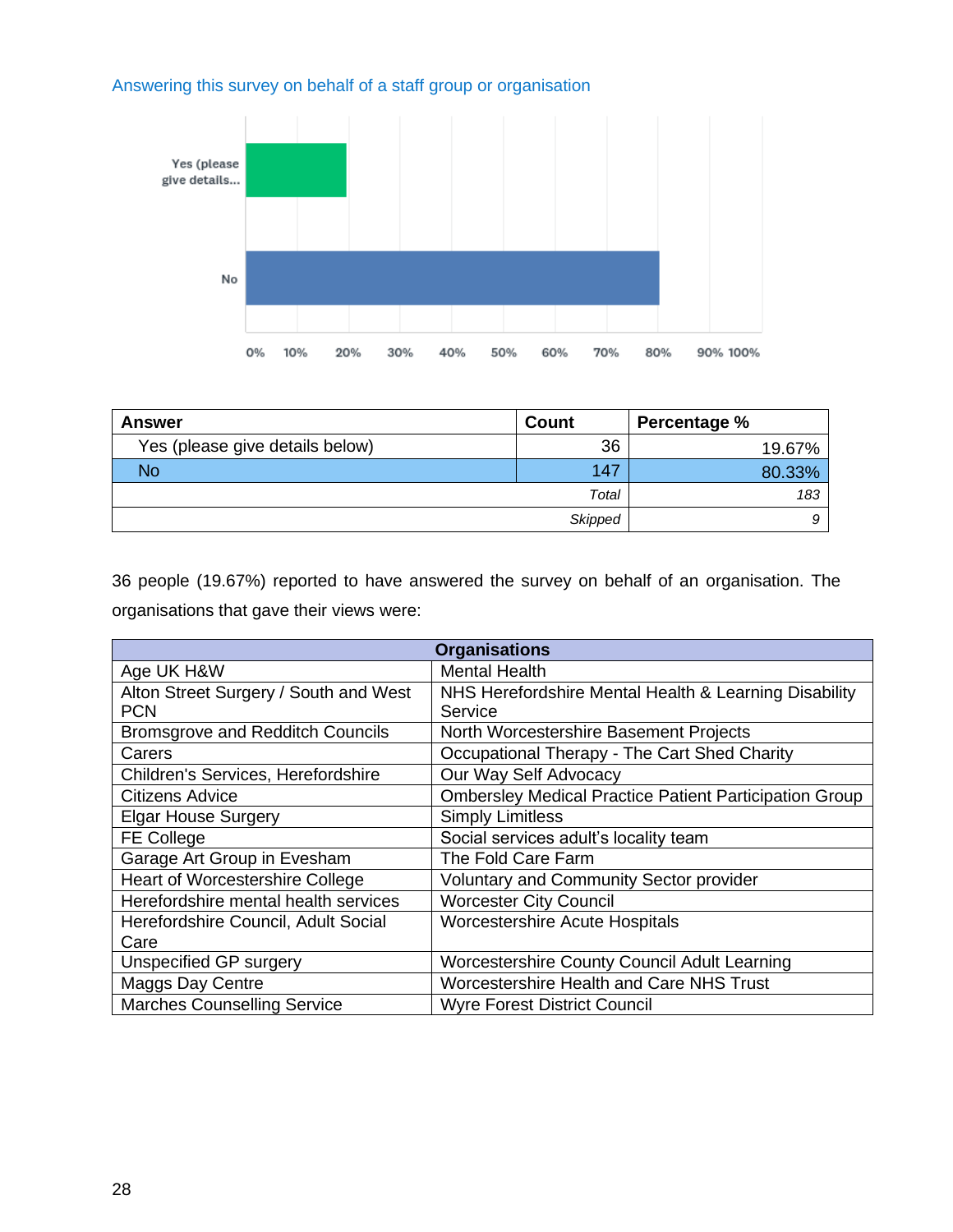### Answering this survey on behalf of a staff group or organisation

Yes (please give details...

No

0% 10% 20% 30% 40% 50% 60% 70% 80% 90% 100%

| Answer | Count | Percentage % |
|---|---|---|
| Yes (please give details below) | 36 | 19.67% |
| No | 147 | 80.33% |
| *Total* | | *183* |
| *Skipped* | | *9* |

36 people (19.67%) reported to have answered the survey on behalf of an organisation. The organisations that gave their views were:

| Organisations | |
|---|---|
| Age UK H&W | Mental Health |
| Alton Street Surgery / South and West PCN | NHS Herefordshire Mental Health & Learning Disability Service |
| Bromsgrove and Redditch Councils | North Worcestershire Basement Projects |
| Carers | Occupational Therapy - The Cart Shed Charity |
| Children's Services, Herefordshire | Our Way Self Advocacy |
| Citizens Advice | Ombersley Medical Practice Patient Participation Group |
| Elgar House Surgery | Simply Limitless |
| FE College | Social services adult's locality team |
| Garage Art Group in Evesham | The Fold Care Farm |
| Heart of Worcestershire College | Voluntary and Community Sector provider |
| Herefordshire mental health services | Worcester City Council |
| Herefordshire Council, Adult Social Care | Worcestershire Acute Hospitals |
| Unspecified GP surgery | Worcestershire County Council Adult Learning |
| Maggs Day Centre | Worcestershire Health and Care NHS Trust |
| Marches Counselling Service | Wyre Forest District Council |